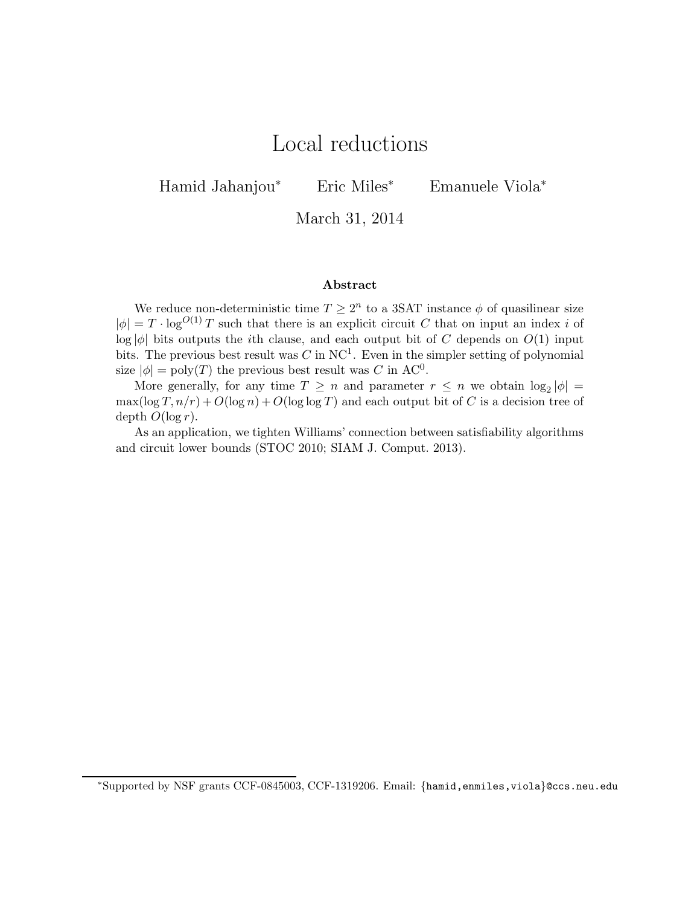# Local reductions

Hamid Jahanjou[*] Eric Miles[*] Emanuele Viola[*]

March 31, 2014

### Abstract

We reduce non-deterministic time $T \geq 2^n$ to a 3SAT instance $\phi$ of quasilinear size $|\phi| = T \cdot \log^{O(1)} T$ such that there is an explicit circuit $C$ that on input an index $i$ of $\log |\phi|$ bits outputs the $i$th clause, and each output bit of $C$ depends on $O(1)$ input bits. The previous best result was $C$ in $\mathrm{NC}^1$. Even in the simpler setting of polynomial size $|\phi| = \mathrm{poly}(T)$ the previous best result was $C$ in $\mathrm{AC}^0$.

More generally, for any time $T \geq n$ and parameter $r \leq n$ we obtain $\log_2 |\phi| = \max(\log T, n/r) + O(\log n) + O(\log \log T)$ and each output bit of $C$ is a decision tree of depth $O(\log r)$.

As an application, we tighten Williams' connection between satisfiability algorithms and circuit lower bounds (STOC 2010; SIAM J. Comput. 2013).

---

[*]Supported by NSF grants CCF-0845003, CCF-1319206. Email: {hamid,enmiles,viola}@ccs.neu.edu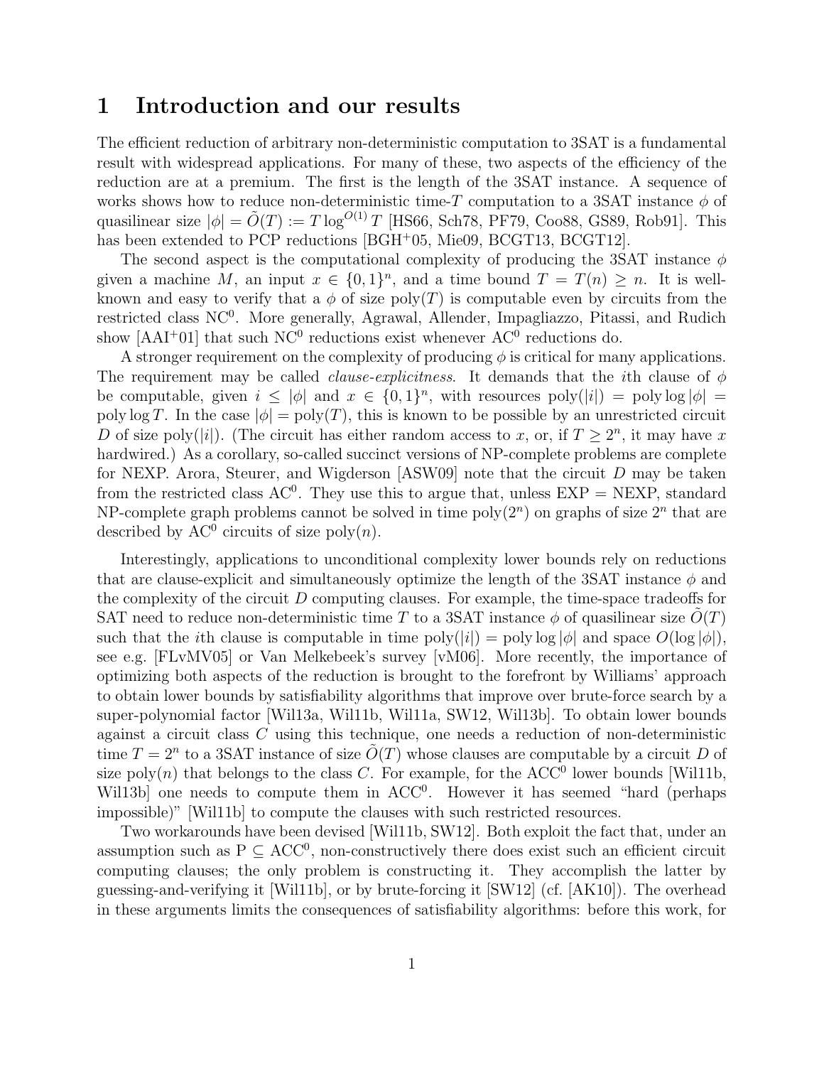# 1 Introduction and our results

The efficient reduction of arbitrary non-deterministic computation to 3SAT is a fundamental result with widespread applications. For many of these, two aspects of the efficiency of the reduction are at a premium. The first is the length of the 3SAT instance. A sequence of works shows how to reduce non-deterministic time-$T$ computation to a 3SAT instance $\phi$ of quasilinear size $|\phi| = \tilde{O}(T) := T \log^{O(1)} T$ [HS66, Sch78, PF79, Coo88, GS89, Rob91]. This has been extended to PCP reductions [BGH+05, Mie09, BCGT13, BCGT12].

The second aspect is the computational complexity of producing the 3SAT instance $\phi$ given a machine $M$, an input $x \in \{0,1\}^n$, and a time bound $T = T(n) \geq n$. It is well-known and easy to verify that a $\phi$ of size $\text{poly}(T)$ is computable even by circuits from the restricted class $\text{NC}^0$. More generally, Agrawal, Allender, Impagliazzo, Pitassi, and Rudich show [AAI+01] that such $\text{NC}^0$ reductions exist whenever $\text{AC}^0$ reductions do.

A stronger requirement on the complexity of producing $\phi$ is critical for many applications. The requirement may be called *clause-explicitness*. It demands that the $i$th clause of $\phi$ be computable, given $i \leq |\phi|$ and $x \in \{0,1\}^n$, with resources $\text{poly}(|i|) = \text{poly} \log |\phi| = \text{poly} \log T$. In the case $|\phi| = \text{poly}(T)$, this is known to be possible by an unrestricted circuit $D$ of size $\text{poly}(|i|)$. (The circuit has either random access to $x$, or, if $T \geq 2^n$, it may have $x$ hardwired.) As a corollary, so-called succinct versions of NP-complete problems are complete for NEXP. Arora, Steurer, and Wigderson [ASW09] note that the circuit $D$ may be taken from the restricted class $\text{AC}^0$. They use this to argue that, unless EXP = NEXP, standard NP-complete graph problems cannot be solved in time $\text{poly}(2^n)$ on graphs of size $2^n$ that are described by $\text{AC}^0$ circuits of size $\text{poly}(n)$.

Interestingly, applications to unconditional complexity lower bounds rely on reductions that are clause-explicit and simultaneously optimize the length of the 3SAT instance $\phi$ and the complexity of the circuit $D$ computing clauses. For example, the time-space tradeoffs for SAT need to reduce non-deterministic time $T$ to a 3SAT instance $\phi$ of quasilinear size $\tilde{O}(T)$ such that the $i$th clause is computable in time $\text{poly}(|i|) = \text{poly} \log |\phi|$ and space $O(\log |\phi|)$, see e.g. [FLvMV05] or Van Melkebeek's survey [vM06]. More recently, the importance of optimizing both aspects of the reduction is brought to the forefront by Williams' approach to obtain lower bounds by satisfiability algorithms that improve over brute-force search by a super-polynomial factor [Wil13a, Wil11b, Wil11a, SW12, Wil13b]. To obtain lower bounds against a circuit class $C$ using this technique, one needs a reduction of non-deterministic time $T = 2^n$ to a 3SAT instance of size $\tilde{O}(T)$ whose clauses are computable by a circuit $D$ of size $\text{poly}(n)$ that belongs to the class $C$. For example, for the $\text{ACC}^0$ lower bounds [Wil11b, Wil13b] one needs to compute them in $\text{ACC}^0$. However it has seemed "hard (perhaps impossible)" [Wil11b] to compute the clauses with such restricted resources.

Two workarounds have been devised [Wil11b, SW12]. Both exploit the fact that, under an assumption such as $\text{P} \subseteq \text{ACC}^0$, non-constructively there does exist such an efficient circuit computing clauses; the only problem is constructing it. They accomplish the latter by guessing-and-verifying it [Wil11b], or by brute-forcing it [SW12] (cf. [AK10]). The overhead in these arguments limits the consequences of satisfiability algorithms: before this work, for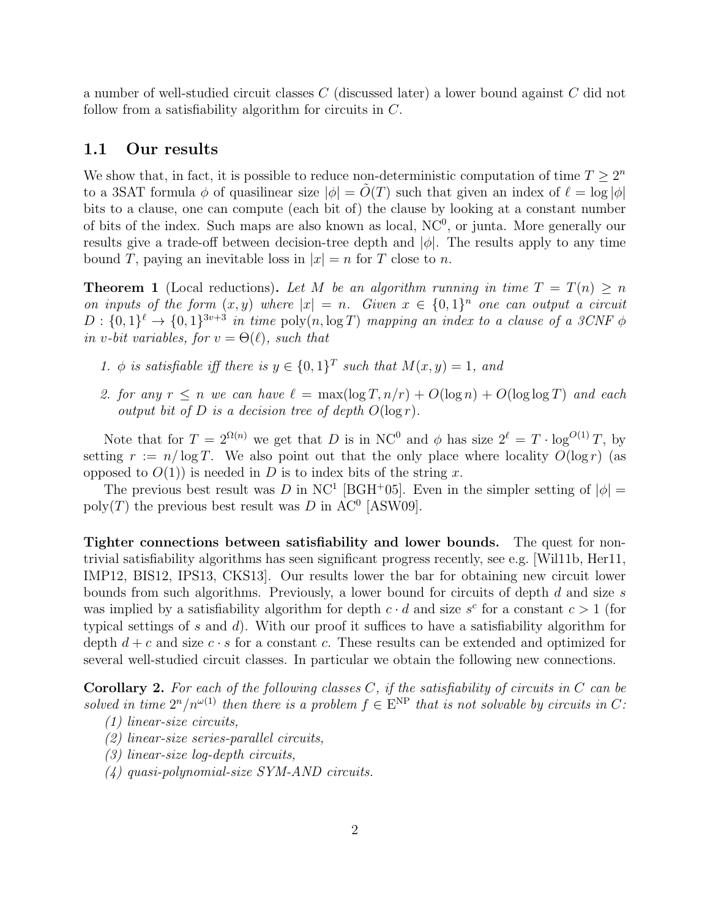a number of well-studied circuit classes $C$ (discussed later) a lower bound against $C$ did not follow from a satisfiability algorithm for circuits in $C$.

## 1.1 Our results

We show that, in fact, it is possible to reduce non-deterministic computation of time $T \geq 2^n$ to a 3SAT formula $\phi$ of quasilinear size $|\phi| = \widetilde{O}(T)$ such that given an index of $\ell = \log |\phi|$ bits to a clause, one can compute (each bit of) the clause by looking at a constant number of bits of the index. Such maps are also known as local, $\mathrm{NC}^0$, or junta. More generally our results give a trade-off between decision-tree depth and $|\phi|$. The results apply to any time bound $T$, paying an inevitable loss in $|x| = n$ for $T$ close to $n$.

**Theorem 1** (Local reductions)**.** *Let $M$ be an algorithm running in time $T = T(n) \geq n$ on inputs of the form $(x, y)$ where $|x| = n$. Given $x \in \{0,1\}^n$ one can output a circuit $D : \{0,1\}^\ell \to \{0,1\}^{3v+3}$ in time $\mathrm{poly}(n, \log T)$ mapping an index to a clause of a 3CNF $\phi$ in $v$-bit variables, for $v = \Theta(\ell)$, such that*

1. *$\phi$ is satisfiable iff there is $y \in \{0,1\}^T$ such that $M(x, y) = 1$, and*
2. *for any $r \leq n$ we can have $\ell = \max(\log T, n/r) + O(\log n) + O(\log \log T)$ and each output bit of $D$ is a decision tree of depth $O(\log r)$.*

Note that for $T = 2^{\Omega(n)}$ we get that $D$ is in $\mathrm{NC}^0$ and $\phi$ has size $2^\ell = T \cdot \log^{O(1)} T$, by setting $r := n/\log T$. We also point out that the only place where locality $O(\log r)$ (as opposed to $O(1)$) is needed in $D$ is to index bits of the string $x$.

The previous best result was $D$ in $\mathrm{NC}^1$ [BGH+05]. Even in the simpler setting of $|\phi| = \mathrm{poly}(T)$ the previous best result was $D$ in $\mathrm{AC}^0$ [ASW09].

**Tighter connections between satisfiability and lower bounds.** The quest for non-trivial satisfiability algorithms has seen significant progress recently, see e.g. [Wil11b, Her11, IMP12, BIS12, IPS13, CKS13]. Our results lower the bar for obtaining new circuit lower bounds from such algorithms. Previously, a lower bound for circuits of depth $d$ and size $s$ was implied by a satisfiability algorithm for depth $c \cdot d$ and size $s^c$ for a constant $c > 1$ (for typical settings of $s$ and $d$). With our proof it suffices to have a satisfiability algorithm for depth $d + c$ and size $c \cdot s$ for a constant $c$. These results can be extended and optimized for several well-studied circuit classes. In particular we obtain the following new connections.

**Corollary 2.** *For each of the following classes $C$, if the satisfiability of circuits in $C$ can be solved in time $2^n/n^{\omega(1)}$ then there is a problem $f \in \mathrm{E}^{\mathrm{NP}}$ that is not solvable by circuits in $C$:*
*(1) linear-size circuits,*
*(2) linear-size series-parallel circuits,*
*(3) linear-size log-depth circuits,*
*(4) quasi-polynomial-size SYM-AND circuits.*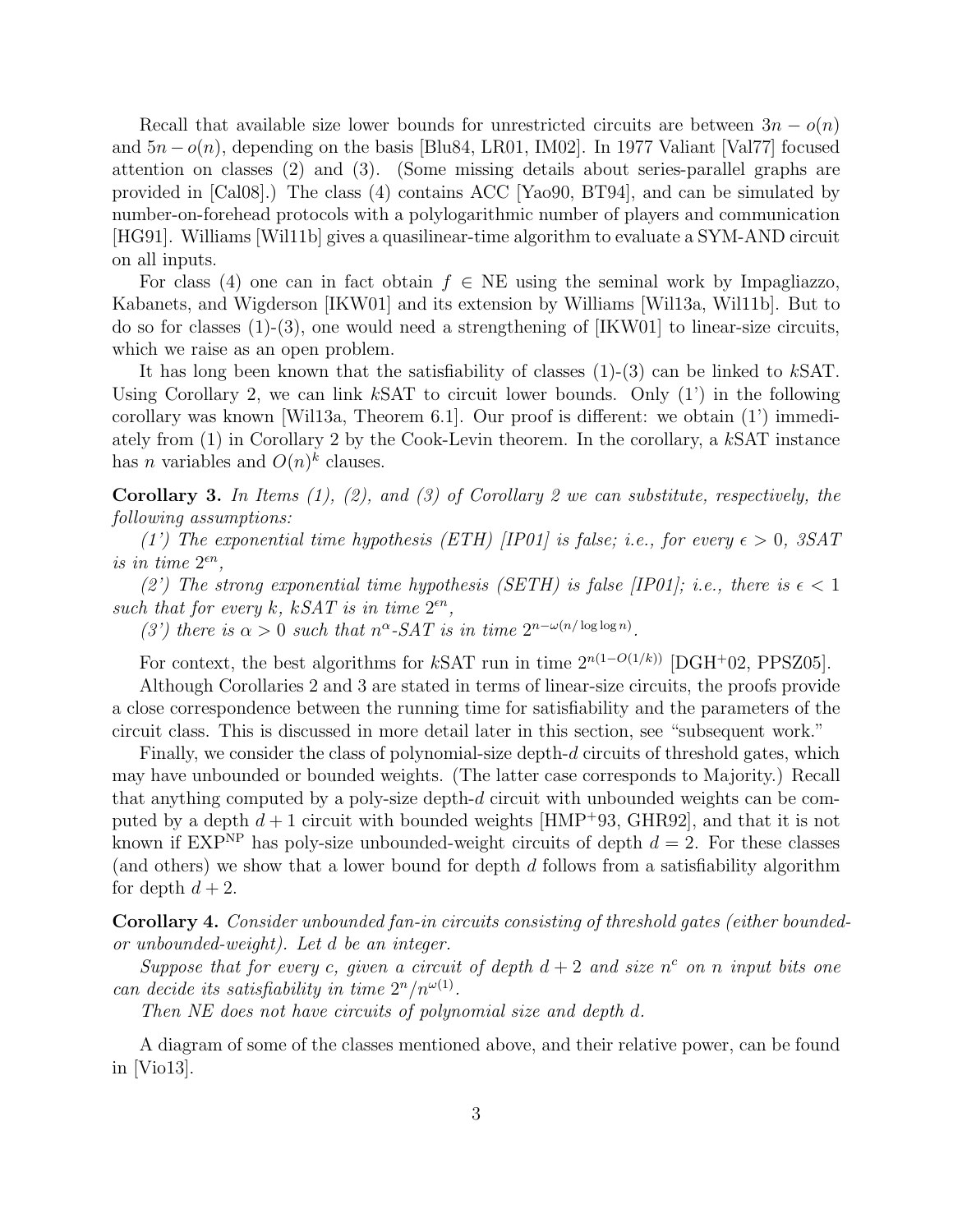Recall that available size lower bounds for unrestricted circuits are between $3n - o(n)$ and $5n - o(n)$, depending on the basis [Blu84, LR01, IM02]. In 1977 Valiant [Val77] focused attention on classes (2) and (3). (Some missing details about series-parallel graphs are provided in [Cal08].) The class (4) contains ACC [Yao90, BT94], and can be simulated by number-on-forehead protocols with a polylogarithmic number of players and communication [HG91]. Williams [Wil11b] gives a quasilinear-time algorithm to evaluate a SYM-AND circuit on all inputs.

For class (4) one can in fact obtain $f \in$ NE using the seminal work by Impagliazzo, Kabanets, and Wigderson [IKW01] and its extension by Williams [Wil13a, Wil11b]. But to do so for classes (1)-(3), one would need a strengthening of [IKW01] to linear-size circuits, which we raise as an open problem.

It has long been known that the satisfiability of classes (1)-(3) can be linked to $k$SAT. Using Corollary 2, we can link $k$SAT to circuit lower bounds. Only (1') in the following corollary was known [Wil13a, Theorem 6.1]. Our proof is different: we obtain (1') immediately from (1) in Corollary 2 by the Cook-Levin theorem. In the corollary, a $k$SAT instance has $n$ variables and $O(n)^k$ clauses.

**Corollary 3.** *In Items (1), (2), and (3) of Corollary 2 we can substitute, respectively, the following assumptions:*

*(1') The exponential time hypothesis (ETH) [IP01] is false; i.e., for every $\epsilon > 0$, 3SAT is in time $2^{\epsilon n}$,*

*(2') The strong exponential time hypothesis (SETH) is false [IP01]; i.e., there is $\epsilon < 1$ such that for every $k$, $k$SAT is in time $2^{\epsilon n}$,*

*(3') there is $\alpha > 0$ such that $n^{\alpha}$-SAT is in time $2^{n-\omega(n/\log\log n)}$.*

For context, the best algorithms for $k$SAT run in time $2^{n(1-O(1/k))}$ [DGH+02, PPSZ05].

Although Corollaries 2 and 3 are stated in terms of linear-size circuits, the proofs provide a close correspondence between the running time for satisfiability and the parameters of the circuit class. This is discussed in more detail later in this section, see "subsequent work."

Finally, we consider the class of polynomial-size depth-$d$ circuits of threshold gates, which may have unbounded or bounded weights. (The latter case corresponds to Majority.) Recall that anything computed by a poly-size depth-$d$ circuit with unbounded weights can be computed by a depth $d + 1$ circuit with bounded weights [HMP+93, GHR92], and that it is not known if $\text{EXP}^{\text{NP}}$ has poly-size unbounded-weight circuits of depth $d = 2$. For these classes (and others) we show that a lower bound for depth $d$ follows from a satisfiability algorithm for depth $d + 2$.

**Corollary 4.** *Consider unbounded fan-in circuits consisting of threshold gates (either bounded- or unbounded-weight). Let $d$ be an integer.*

*Suppose that for every $c$, given a circuit of depth $d + 2$ and size $n^c$ on $n$ input bits one can decide its satisfiability in time $2^n/n^{\omega(1)}$.*

*Then NE does not have circuits of polynomial size and depth $d$.*

A diagram of some of the classes mentioned above, and their relative power, can be found in [Vio13].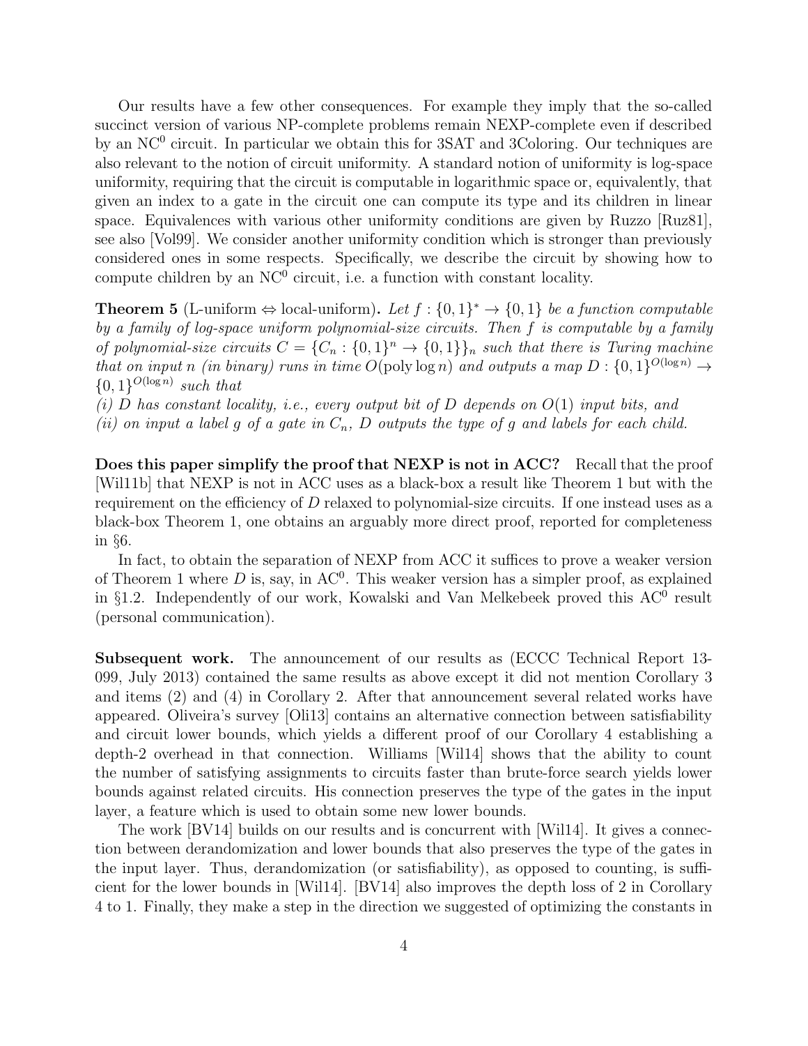Our results have a few other consequences. For example they imply that the so-called succinct version of various NP-complete problems remain NEXP-complete even if described by an $\mathrm{NC}^0$ circuit. In particular we obtain this for 3SAT and 3Coloring. Our techniques are also relevant to the notion of circuit uniformity. A standard notion of uniformity is log-space uniformity, requiring that the circuit is computable in logarithmic space or, equivalently, that given an index to a gate in the circuit one can compute its type and its children in linear space. Equivalences with various other uniformity conditions are given by Ruzzo [Ruz81], see also [Vol99]. We consider another uniformity condition which is stronger than previously considered ones in some respects. Specifically, we describe the circuit by showing how to compute children by an $\mathrm{NC}^0$ circuit, i.e. a function with constant locality.

**Theorem 5** (L-uniform $\Leftrightarrow$ local-uniform)**.** *Let $f : \{0,1\}^* \to \{0,1\}$ be a function computable by a family of log-space uniform polynomial-size circuits. Then $f$ is computable by a family of polynomial-size circuits $C = \{C_n : \{0,1\}^n \to \{0,1\}\}_n$ such that there is Turing machine that on input $n$ (in binary) runs in time $O(\mathrm{poly}\log n)$ and outputs a map $D : \{0,1\}^{O(\log n)} \to \{0,1\}^{O(\log n)}$ such that*
*(i) $D$ has constant locality, i.e., every output bit of $D$ depends on $O(1)$ input bits, and*
*(ii) on input a label $g$ of a gate in $C_n$, $D$ outputs the type of $g$ and labels for each child.*

**Does this paper simplify the proof that NEXP is not in ACC?** Recall that the proof [Wil11b] that NEXP is not in ACC uses as a black-box a result like Theorem 1 but with the requirement on the efficiency of $D$ relaxed to polynomial-size circuits. If one instead uses as a black-box Theorem 1, one obtains an arguably more direct proof, reported for completeness in §6.

In fact, to obtain the separation of NEXP from ACC it suffices to prove a weaker version of Theorem 1 where $D$ is, say, in $\mathrm{AC}^0$. This weaker version has a simpler proof, as explained in §1.2. Independently of our work, Kowalski and Van Melkebeek proved this $\mathrm{AC}^0$ result (personal communication).

**Subsequent work.** The announcement of our results as (ECCC Technical Report 13-099, July 2013) contained the same results as above except it did not mention Corollary 3 and items (2) and (4) in Corollary 2. After that announcement several related works have appeared. Oliveira's survey [Oli13] contains an alternative connection between satisfiability and circuit lower bounds, which yields a different proof of our Corollary 4 establishing a depth-2 overhead in that connection. Williams [Wil14] shows that the ability to count the number of satisfying assignments to circuits faster than brute-force search yields lower bounds against related circuits. His connection preserves the type of the gates in the input layer, a feature which is used to obtain some new lower bounds.

The work [BV14] builds on our results and is concurrent with [Wil14]. It gives a connection between derandomization and lower bounds that also preserves the type of the gates in the input layer. Thus, derandomization (or satisfiability), as opposed to counting, is sufficient for the lower bounds in [Wil14]. [BV14] also improves the depth loss of 2 in Corollary 4 to 1. Finally, they make a step in the direction we suggested of optimizing the constants in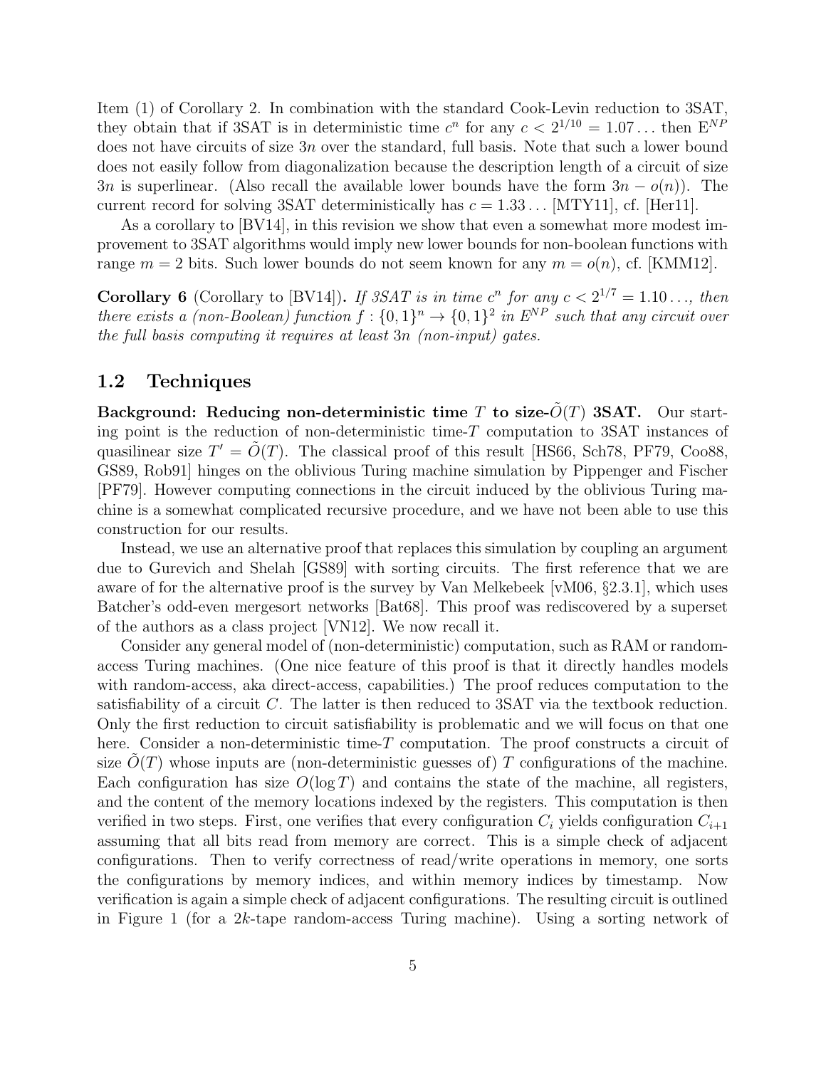Item (1) of Corollary 2. In combination with the standard Cook-Levin reduction to 3SAT, they obtain that if 3SAT is in deterministic time $c^n$ for any $c < 2^{1/10} = 1.07\ldots$ then $E^{NP}$ does not have circuits of size $3n$ over the standard, full basis. Note that such a lower bound does not easily follow from diagonalization because the description length of a circuit of size $3n$ is superlinear. (Also recall the available lower bounds have the form $3n - o(n)$). The current record for solving 3SAT deterministically has $c = 1.33\ldots$ [MTY11], cf. [Her11].

As a corollary to [BV14], in this revision we show that even a somewhat more modest improvement to 3SAT algorithms would imply new lower bounds for non-boolean functions with range $m = 2$ bits. Such lower bounds do not seem known for any $m = o(n)$, cf. [KMM12].

**Corollary 6** (Corollary to [BV14])**.** *If 3SAT is in time $c^n$ for any $c < 2^{1/7} = 1.10\ldots$, then there exists a (non-Boolean) function $f : \{0,1\}^n \to \{0,1\}^2$ in $E^{NP}$ such that any circuit over the full basis computing it requires at least $3n$ (non-input) gates.*

## 1.2 Techniques

**Background: Reducing non-deterministic time $T$ to size-$\tilde{O}(T)$ 3SAT.** Our starting point is the reduction of non-deterministic time-$T$ computation to 3SAT instances of quasilinear size $T' = \tilde{O}(T)$. The classical proof of this result [HS66, Sch78, PF79, Coo88, GS89, Rob91] hinges on the oblivious Turing machine simulation by Pippenger and Fischer [PF79]. However computing connections in the circuit induced by the oblivious Turing machine is a somewhat complicated recursive procedure, and we have not been able to use this construction for our results.

Instead, we use an alternative proof that replaces this simulation by coupling an argument due to Gurevich and Shelah [GS89] with sorting circuits. The first reference that we are aware of for the alternative proof is the survey by Van Melkebeek [vM06, §2.3.1], which uses Batcher's odd-even mergesort networks [Bat68]. This proof was rediscovered by a superset of the authors as a class project [VN12]. We now recall it.

Consider any general model of (non-deterministic) computation, such as RAM or random-access Turing machines. (One nice feature of this proof is that it directly handles models with random-access, aka direct-access, capabilities.) The proof reduces computation to the satisfiability of a circuit $C$. The latter is then reduced to 3SAT via the textbook reduction. Only the first reduction to circuit satisfiability is problematic and we will focus on that one here. Consider a non-deterministic time-$T$ computation. The proof constructs a circuit of size $\tilde{O}(T)$ whose inputs are (non-deterministic guesses of) $T$ configurations of the machine. Each configuration has size $O(\log T)$ and contains the state of the machine, all registers, and the content of the memory locations indexed by the registers. This computation is then verified in two steps. First, one verifies that every configuration $C_i$ yields configuration $C_{i+1}$ assuming that all bits read from memory are correct. This is a simple check of adjacent configurations. Then to verify correctness of read/write operations in memory, one sorts the configurations by memory indices, and within memory indices by timestamp. Now verification is again a simple check of adjacent configurations. The resulting circuit is outlined in Figure 1 (for a $2k$-tape random-access Turing machine). Using a sorting network of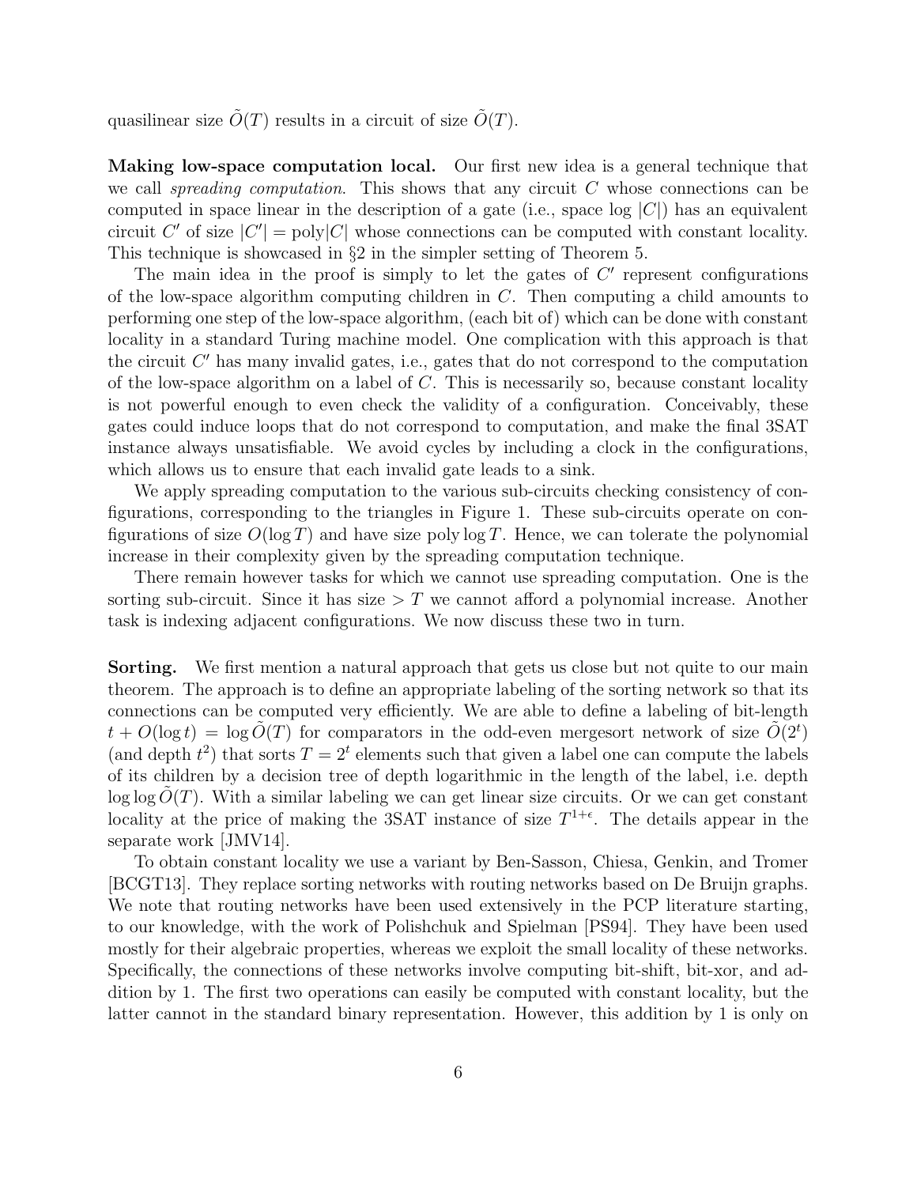quasilinear size $\tilde{O}(T)$ results in a circuit of size $\tilde{O}(T)$.

**Making low-space computation local.** Our first new idea is a general technique that we call *spreading computation*. This shows that any circuit $C$ whose connections can be computed in space linear in the description of a gate (i.e., space $\log |C|$) has an equivalent circuit $C'$ of size $|C'| = \text{poly}|C|$ whose connections can be computed with constant locality. This technique is showcased in §2 in the simpler setting of Theorem 5.

The main idea in the proof is simply to let the gates of $C'$ represent configurations of the low-space algorithm computing children in $C$. Then computing a child amounts to performing one step of the low-space algorithm, (each bit of) which can be done with constant locality in a standard Turing machine model. One complication with this approach is that the circuit $C'$ has many invalid gates, i.e., gates that do not correspond to the computation of the low-space algorithm on a label of $C$. This is necessarily so, because constant locality is not powerful enough to even check the validity of a configuration. Conceivably, these gates could induce loops that do not correspond to computation, and make the final 3SAT instance always unsatisfiable. We avoid cycles by including a clock in the configurations, which allows us to ensure that each invalid gate leads to a sink.

We apply spreading computation to the various sub-circuits checking consistency of configurations, corresponding to the triangles in Figure 1. These sub-circuits operate on configurations of size $O(\log T)$ and have size $\text{poly} \log T$. Hence, we can tolerate the polynomial increase in their complexity given by the spreading computation technique.

There remain however tasks for which we cannot use spreading computation. One is the sorting sub-circuit. Since it has size $> T$ we cannot afford a polynomial increase. Another task is indexing adjacent configurations. We now discuss these two in turn.

**Sorting.** We first mention a natural approach that gets us close but not quite to our main theorem. The approach is to define an appropriate labeling of the sorting network so that its connections can be computed very efficiently. We are able to define a labeling of bit-length $t + O(\log t) = \log \tilde{O}(T)$ for comparators in the odd-even mergesort network of size $\tilde{O}(2^t)$ (and depth $t^2$) that sorts $T = 2^t$ elements such that given a label one can compute the labels of its children by a decision tree of depth logarithmic in the length of the label, i.e. depth $\log \log \tilde{O}(T)$. With a similar labeling we can get linear size circuits. Or we can get constant locality at the price of making the 3SAT instance of size $T^{1+\epsilon}$. The details appear in the separate work [JMV14].

To obtain constant locality we use a variant by Ben-Sasson, Chiesa, Genkin, and Tromer [BCGT13]. They replace sorting networks with routing networks based on De Bruijn graphs. We note that routing networks have been used extensively in the PCP literature starting, to our knowledge, with the work of Polishchuk and Spielman [PS94]. They have been used mostly for their algebraic properties, whereas we exploit the small locality of these networks. Specifically, the connections of these networks involve computing bit-shift, bit-xor, and addition by 1. The first two operations can easily be computed with constant locality, but the latter cannot in the standard binary representation. However, this addition by 1 is only on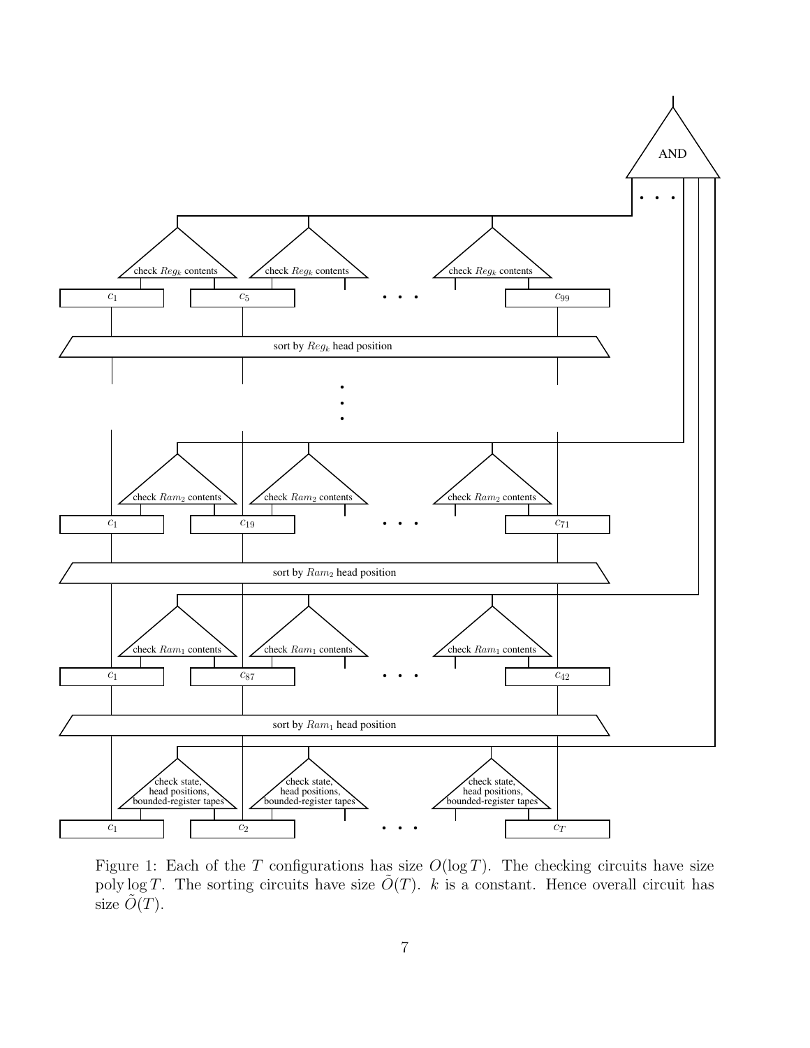Figure 1: Each of the $T$ configurations has size $O(\log T)$. The checking circuits have size $\text{poly} \log T$. The sorting circuits have size $\tilde{O}(T)$. $k$ is a constant. Hence overall circuit has size $\tilde{O}(T)$.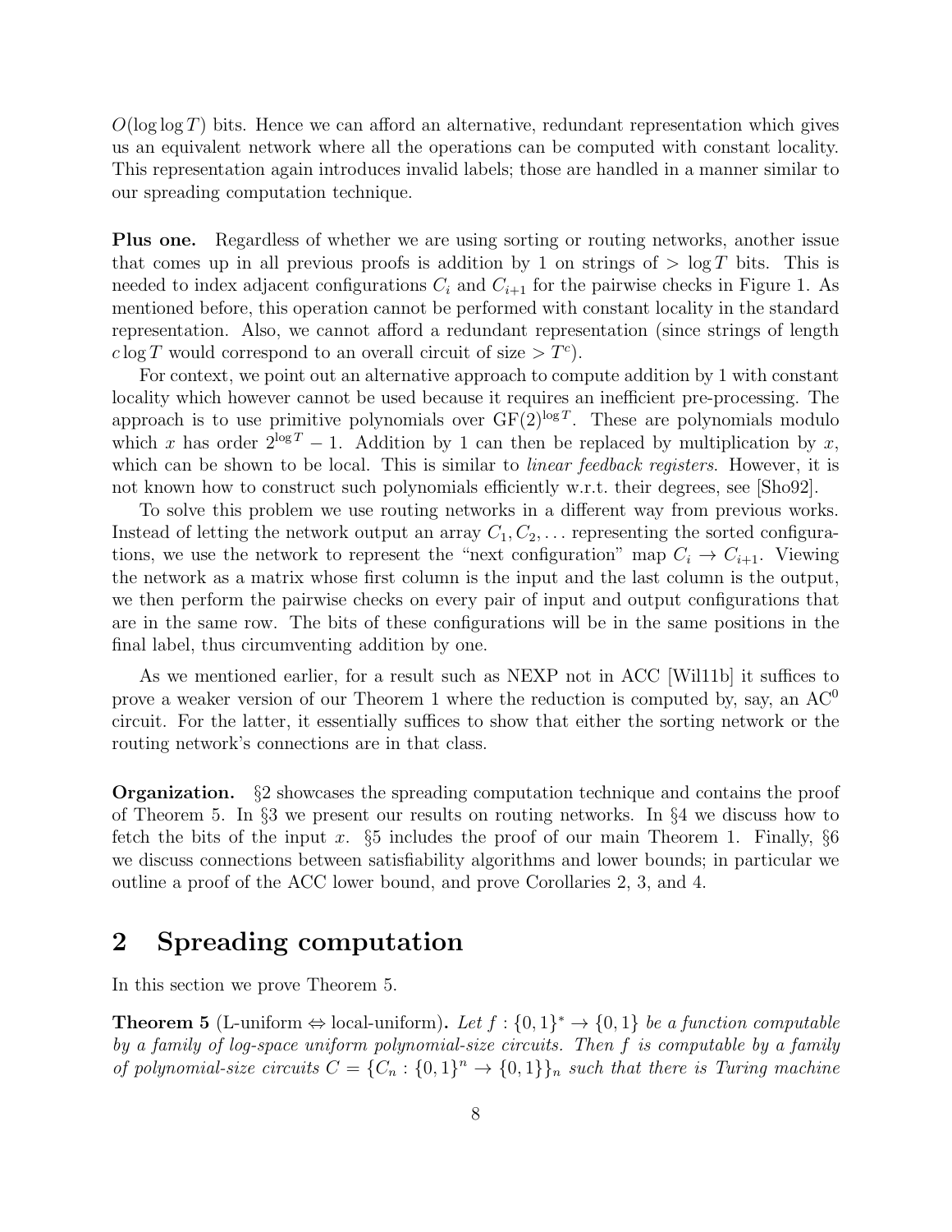$O(\log \log T)$ bits. Hence we can afford an alternative, redundant representation which gives us an equivalent network where all the operations can be computed with constant locality. This representation again introduces invalid labels; those are handled in a manner similar to our spreading computation technique.

**Plus one.** Regardless of whether we are using sorting or routing networks, another issue that comes up in all previous proofs is addition by 1 on strings of $> \log T$ bits. This is needed to index adjacent configurations $C_i$ and $C_{i+1}$ for the pairwise checks in Figure 1. As mentioned before, this operation cannot be performed with constant locality in the standard representation. Also, we cannot afford a redundant representation (since strings of length $c \log T$ would correspond to an overall circuit of size $> T^c$).

For context, we point out an alternative approach to compute addition by 1 with constant locality which however cannot be used because it requires an inefficient pre-processing. The approach is to use primitive polynomials over $\mathrm{GF}(2)^{\log T}$. These are polynomials modulo which $x$ has order $2^{\log T} - 1$. Addition by 1 can then be replaced by multiplication by $x$, which can be shown to be local. This is similar to *linear feedback registers*. However, it is not known how to construct such polynomials efficiently w.r.t. their degrees, see [Sho92].

To solve this problem we use routing networks in a different way from previous works. Instead of letting the network output an array $C_1, C_2, \ldots$ representing the sorted configurations, we use the network to represent the "next configuration" map $C_i \to C_{i+1}$. Viewing the network as a matrix whose first column is the input and the last column is the output, we then perform the pairwise checks on every pair of input and output configurations that are in the same row. The bits of these configurations will be in the same positions in the final label, thus circumventing addition by one.

As we mentioned earlier, for a result such as NEXP not in ACC [Wil11b] it suffices to prove a weaker version of our Theorem 1 where the reduction is computed by, say, an $\mathrm{AC}^0$ circuit. For the latter, it essentially suffices to show that either the sorting network or the routing network's connections are in that class.

**Organization.** §2 showcases the spreading computation technique and contains the proof of Theorem 5. In §3 we present our results on routing networks. In §4 we discuss how to fetch the bits of the input $x$. §5 includes the proof of our main Theorem 1. Finally, §6 we discuss connections between satisfiability algorithms and lower bounds; in particular we outline a proof of the ACC lower bound, and prove Corollaries 2, 3, and 4.

## 2 Spreading computation

In this section we prove Theorem 5.

**Theorem 5** (L-uniform $\Leftrightarrow$ local-uniform)**.** *Let $f : \{0,1\}^* \to \{0,1\}$ be a function computable by a family of log-space uniform polynomial-size circuits. Then $f$ is computable by a family of polynomial-size circuits $C = \{C_n : \{0,1\}^n \to \{0,1\}\}_n$ such that there is Turing machine*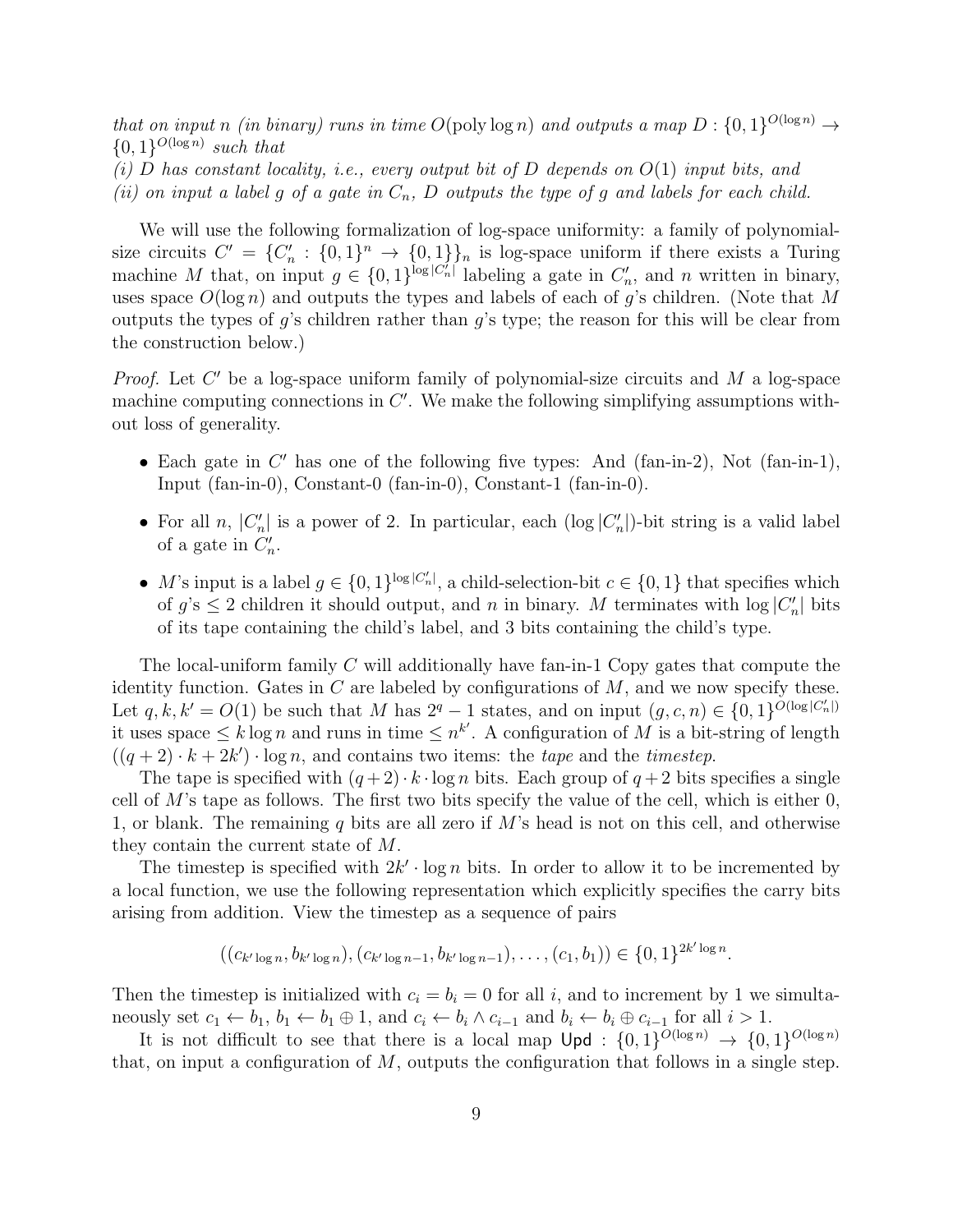*that on input $n$ (in binary) runs in time $O(\text{poly}\log n)$ and outputs a map $D : \{0,1\}^{O(\log n)} \to \{0,1\}^{O(\log n)}$ such that*
*(i) $D$ has constant locality, i.e., every output bit of $D$ depends on $O(1)$ input bits, and*
*(ii) on input a label $g$ of a gate in $C_n$, $D$ outputs the type of $g$ and labels for each child.*

We will use the following formalization of log-space uniformity: a family of polynomial-size circuits $C' = \{C'_n : \{0,1\}^n \to \{0,1\}\}_n$ is log-space uniform if there exists a Turing machine $M$ that, on input $g \in \{0,1\}^{\log |C'_n|}$ labeling a gate in $C'_n$, and $n$ written in binary, uses space $O(\log n)$ and outputs the types and labels of each of $g$'s children. (Note that $M$ outputs the types of $g$'s children rather than $g$'s type; the reason for this will be clear from the construction below.)

*Proof.* Let $C'$ be a log-space uniform family of polynomial-size circuits and $M$ a log-space machine computing connections in $C'$. We make the following simplifying assumptions without loss of generality.

- Each gate in $C'$ has one of the following five types: And (fan-in-2), Not (fan-in-1), Input (fan-in-0), Constant-0 (fan-in-0), Constant-1 (fan-in-0).
- For all $n$, $|C'_n|$ is a power of 2. In particular, each $(\log |C'_n|)$-bit string is a valid label of a gate in $C'_n$.
- $M$'s input is a label $g \in \{0,1\}^{\log |C'_n|}$, a child-selection-bit $c \in \{0,1\}$ that specifies which of $g$'s $\leq 2$ children it should output, and $n$ in binary. $M$ terminates with $\log |C'_n|$ bits of its tape containing the child's label, and 3 bits containing the child's type.

The local-uniform family $C$ will additionally have fan-in-1 Copy gates that compute the identity function. Gates in $C$ are labeled by configurations of $M$, and we now specify these. Let $q, k, k' = O(1)$ be such that $M$ has $2^q - 1$ states, and on input $(g, c, n) \in \{0,1\}^{O(\log |C'_n|)}$ it uses space $\leq k \log n$ and runs in time $\leq n^{k'}$. A configuration of $M$ is a bit-string of length $((q+2) \cdot k + 2k') \cdot \log n$, and contains two items: the *tape* and the *timestep*.

The tape is specified with $(q+2) \cdot k \cdot \log n$ bits. Each group of $q+2$ bits specifies a single cell of $M$'s tape as follows. The first two bits specify the value of the cell, which is either 0, 1, or blank. The remaining $q$ bits are all zero if $M$'s head is not on this cell, and otherwise they contain the current state of $M$.

The timestep is specified with $2k' \cdot \log n$ bits. In order to allow it to be incremented by a local function, we use the following representation which explicitly specifies the carry bits arising from addition. View the timestep as a sequence of pairs

$$((c_{k' \log n}, b_{k' \log n}), (c_{k' \log n - 1}, b_{k' \log n - 1}), \ldots, (c_1, b_1)) \in \{0,1\}^{2k' \log n}.$$

Then the timestep is initialized with $c_i = b_i = 0$ for all $i$, and to increment by 1 we simultaneously set $c_1 \leftarrow b_1$, $b_1 \leftarrow b_1 \oplus 1$, and $c_i \leftarrow b_i \wedge c_{i-1}$ and $b_i \leftarrow b_i \oplus c_{i-1}$ for all $i > 1$.

It is not difficult to see that there is a local map $\mathsf{Upd} : \{0,1\}^{O(\log n)} \to \{0,1\}^{O(\log n)}$ that, on input a configuration of $M$, outputs the configuration that follows in a single step.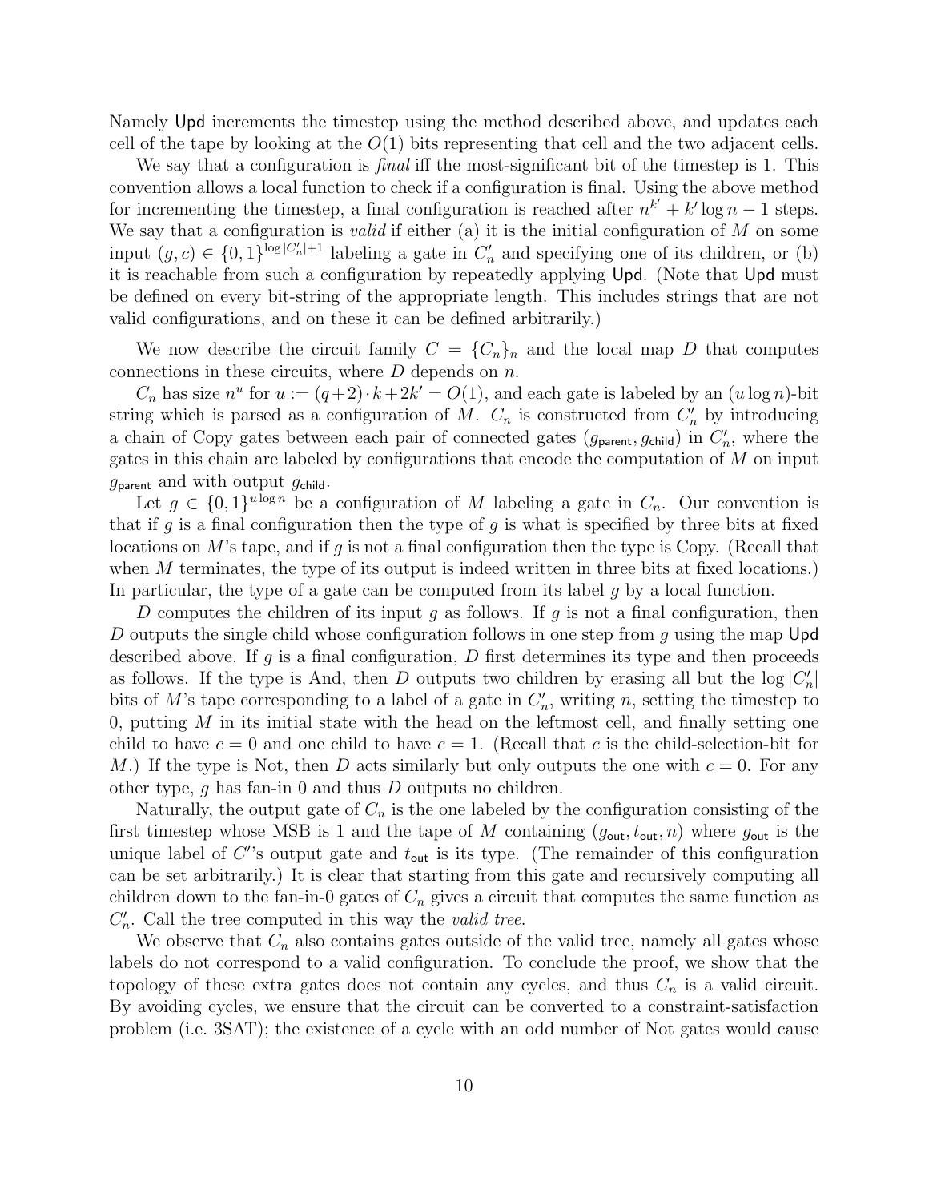Namely Upd increments the timestep using the method described above, and updates each cell of the tape by looking at the $O(1)$ bits representing that cell and the two adjacent cells.

We say that a configuration is *final* iff the most-significant bit of the timestep is 1. This convention allows a local function to check if a configuration is final. Using the above method for incrementing the timestep, a final configuration is reached after $n^{k'} + k' \log n - 1$ steps. We say that a configuration is *valid* if either (a) it is the initial configuration of $M$ on some input $(g, c) \in \{0,1\}^{\log |C'_n|+1}$ labeling a gate in $C'_n$ and specifying one of its children, or (b) it is reachable from such a configuration by repeatedly applying Upd. (Note that Upd must be defined on every bit-string of the appropriate length. This includes strings that are not valid configurations, and on these it can be defined arbitrarily.)

We now describe the circuit family $C = \{C_n\}_n$ and the local map $D$ that computes connections in these circuits, where $D$ depends on $n$.

$C_n$ has size $n^u$ for $u := (q+2) \cdot k + 2k' = O(1)$, and each gate is labeled by an $(u \log n)$-bit string which is parsed as a configuration of $M$. $C_n$ is constructed from $C'_n$ by introducing a chain of Copy gates between each pair of connected gates $(g_{\mathsf{parent}}, g_{\mathsf{child}})$ in $C'_n$, where the gates in this chain are labeled by configurations that encode the computation of $M$ on input $g_{\mathsf{parent}}$ and with output $g_{\mathsf{child}}$.

Let $g \in \{0,1\}^{u \log n}$ be a configuration of $M$ labeling a gate in $C_n$. Our convention is that if $g$ is a final configuration then the type of $g$ is what is specified by three bits at fixed locations on $M$'s tape, and if $g$ is not a final configuration then the type is Copy. (Recall that when $M$ terminates, the type of its output is indeed written in three bits at fixed locations.) In particular, the type of a gate can be computed from its label $g$ by a local function.

$D$ computes the children of its input $g$ as follows. If $g$ is not a final configuration, then $D$ outputs the single child whose configuration follows in one step from $g$ using the map Upd described above. If $g$ is a final configuration, $D$ first determines its type and then proceeds as follows. If the type is And, then $D$ outputs two children by erasing all but the $\log |C'_n|$ bits of $M$'s tape corresponding to a label of a gate in $C'_n$, writing $n$, setting the timestep to 0, putting $M$ in its initial state with the head on the leftmost cell, and finally setting one child to have $c = 0$ and one child to have $c = 1$. (Recall that $c$ is the child-selection-bit for $M$.) If the type is Not, then $D$ acts similarly but only outputs the one with $c = 0$. For any other type, $g$ has fan-in 0 and thus $D$ outputs no children.

Naturally, the output gate of $C_n$ is the one labeled by the configuration consisting of the first timestep whose MSB is 1 and the tape of $M$ containing $(g_{\mathsf{out}}, t_{\mathsf{out}}, n)$ where $g_{\mathsf{out}}$ is the unique label of $C''$'s output gate and $t_{\mathsf{out}}$ is its type. (The remainder of this configuration can be set arbitrarily.) It is clear that starting from this gate and recursively computing all children down to the fan-in-0 gates of $C_n$ gives a circuit that computes the same function as $C'_n$. Call the tree computed in this way the *valid tree*.

We observe that $C_n$ also contains gates outside of the valid tree, namely all gates whose labels do not correspond to a valid configuration. To conclude the proof, we show that the topology of these extra gates does not contain any cycles, and thus $C_n$ is a valid circuit. By avoiding cycles, we ensure that the circuit can be converted to a constraint-satisfaction problem (i.e. 3SAT); the existence of a cycle with an odd number of Not gates would cause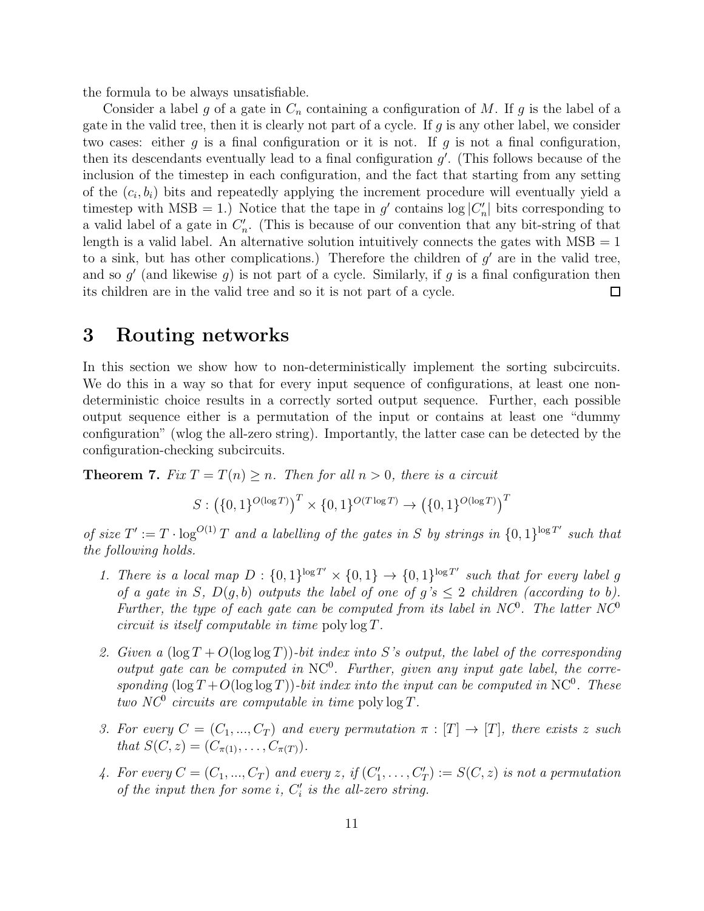the formula to be always unsatisfiable.

Consider a label $g$ of a gate in $C_n$ containing a configuration of $M$. If $g$ is the label of a gate in the valid tree, then it is clearly not part of a cycle. If $g$ is any other label, we consider two cases: either $g$ is a final configuration or it is not. If $g$ is not a final configuration, then its descendants eventually lead to a final configuration $g'$. (This follows because of the inclusion of the timestep in each configuration, and the fact that starting from any setting of the $(c_i, b_i)$ bits and repeatedly applying the increment procedure will eventually yield a timestep with MSB $= 1$.) Notice that the tape in $g'$ contains $\log |C'_n|$ bits corresponding to a valid label of a gate in $C'_n$. (This is because of our convention that any bit-string of that length is a valid label. An alternative solution intuitively connects the gates with MSB $= 1$ to a sink, but has other complications.) Therefore the children of $g'$ are in the valid tree, and so $g'$ (and likewise $g$) is not part of a cycle. Similarly, if $g$ is a final configuration then its children are in the valid tree and so it is not part of a cycle. $\square$

# 3 Routing networks

In this section we show how to non-deterministically implement the sorting subcircuits. We do this in a way so that for every input sequence of configurations, at least one non-deterministic choice results in a correctly sorted output sequence. Further, each possible output sequence either is a permutation of the input or contains at least one "dummy configuration" (wlog the all-zero string). Importantly, the latter case can be detected by the configuration-checking subcircuits.

**Theorem 7.** *Fix $T = T(n) \geq n$. Then for all $n > 0$, there is a circuit*

$$S : \left(\{0,1\}^{O(\log T)}\right)^T \times \{0,1\}^{O(T \log T)} \to \left(\{0,1\}^{O(\log T)}\right)^T$$

*of size $T' := T \cdot \log^{O(1)} T$ and a labelling of the gates in $S$ by strings in $\{0,1\}^{\log T'}$ such that the following holds.*

1. *There is a local map $D : \{0,1\}^{\log T'} \times \{0,1\} \to \{0,1\}^{\log T'}$ such that for every label $g$ of a gate in $S$, $D(g, b)$ outputs the label of one of $g$'s $\leq 2$ children (according to $b$). Further, the type of each gate can be computed from its label in $NC^0$. The latter $NC^0$ circuit is itself computable in time $\operatorname{poly} \log T$.*

2. *Given a $(\log T + O(\log \log T))$-bit index into $S$'s output, the label of the corresponding output gate can be computed in $\mathrm{NC}^0$. Further, given any input gate label, the corresponding $(\log T + O(\log \log T))$-bit index into the input can be computed in $\mathrm{NC}^0$. These two $NC^0$ circuits are computable in time $\operatorname{poly} \log T$.*

3. *For every $C = (C_1, ..., C_T)$ and every permutation $\pi : [T] \to [T]$, there exists $z$ such that $S(C, z) = (C_{\pi(1)}, \ldots, C_{\pi(T)})$.*

4. *For every $C = (C_1, ..., C_T)$ and every $z$, if $(C'_1, \ldots, C'_T) := S(C, z)$ is not a permutation of the input then for some $i$, $C'_i$ is the all-zero string.*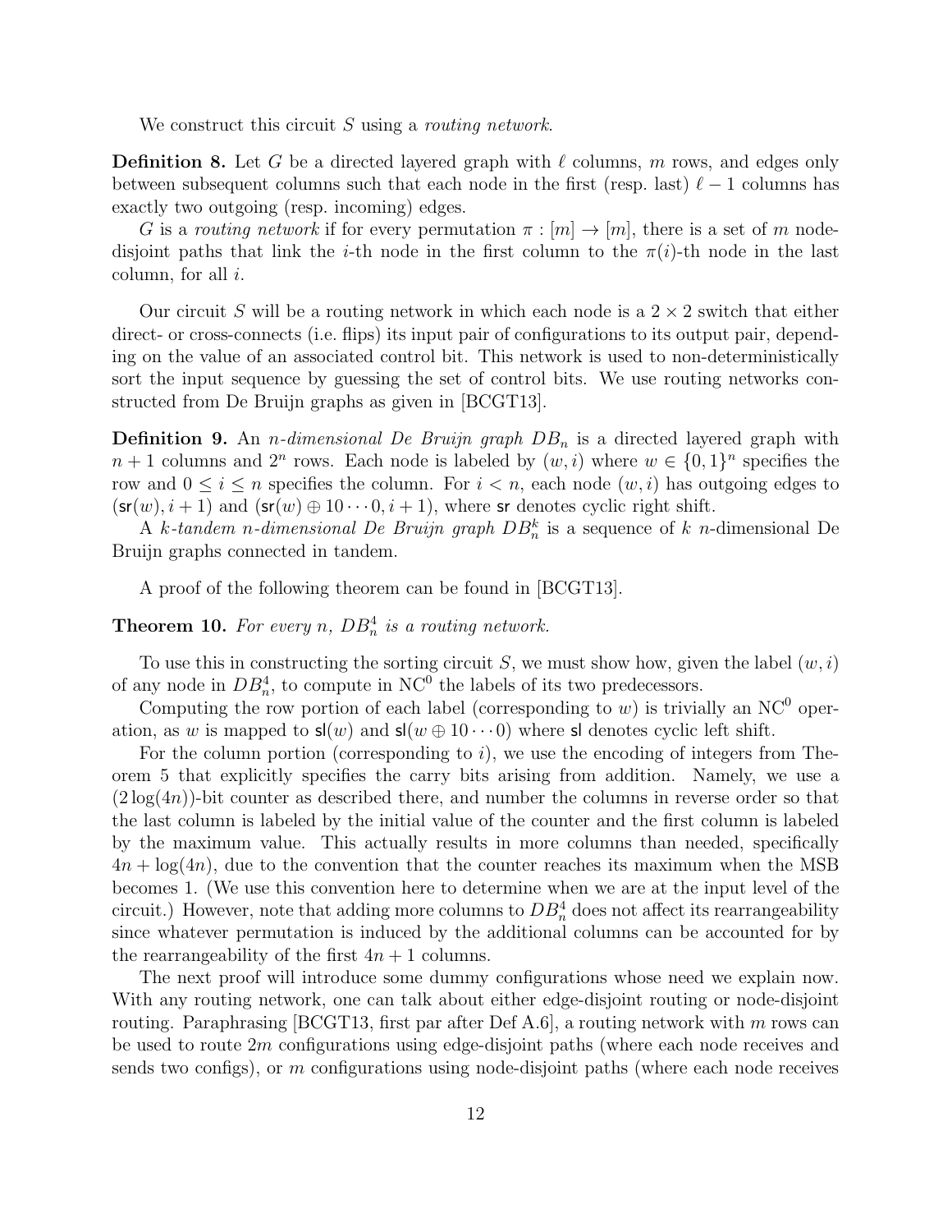We construct this circuit $S$ using a *routing network*.

**Definition 8.** Let $G$ be a directed layered graph with $\ell$ columns, $m$ rows, and edges only between subsequent columns such that each node in the first (resp. last) $\ell - 1$ columns has exactly two outgoing (resp. incoming) edges.

$G$ is a *routing network* if for every permutation $\pi : [m] \to [m]$, there is a set of $m$ node-disjoint paths that link the $i$-th node in the first column to the $\pi(i)$-th node in the last column, for all $i$.

Our circuit $S$ will be a routing network in which each node is a $2 \times 2$ switch that either direct- or cross-connects (i.e. flips) its input pair of configurations to its output pair, depending on the value of an associated control bit. This network is used to non-deterministically sort the input sequence by guessing the set of control bits. We use routing networks constructed from De Bruijn graphs as given in [BCGT13].

**Definition 9.** An *$n$-dimensional De Bruijn graph* $DB_n$ is a directed layered graph with $n+1$ columns and $2^n$ rows. Each node is labeled by $(w, i)$ where $w \in \{0,1\}^n$ specifies the row and $0 \leq i \leq n$ specifies the column. For $i < n$, each node $(w, i)$ has outgoing edges to $(\mathsf{sr}(w), i+1)$ and $(\mathsf{sr}(w) \oplus 10 \cdots 0, i+1)$, where $\mathsf{sr}$ denotes cyclic right shift.

A *$k$-tandem $n$-dimensional De Bruijn graph* $DB_n^k$ is a sequence of $k$ $n$-dimensional De Bruijn graphs connected in tandem.

A proof of the following theorem can be found in [BCGT13].

**Theorem 10.** *For every $n$, $DB_n^4$ is a routing network.*

To use this in constructing the sorting circuit $S$, we must show how, given the label $(w, i)$ of any node in $DB_n^4$, to compute in $\mathrm{NC}^0$ the labels of its two predecessors.

Computing the row portion of each label (corresponding to $w$) is trivially an $\mathrm{NC}^0$ operation, as $w$ is mapped to $\mathsf{sl}(w)$ and $\mathsf{sl}(w \oplus 10 \cdots 0)$ where $\mathsf{sl}$ denotes cyclic left shift.

For the column portion (corresponding to $i$), we use the encoding of integers from Theorem 5 that explicitly specifies the carry bits arising from addition. Namely, we use a $(2\log(4n))$-bit counter as described there, and number the columns in reverse order so that the last column is labeled by the initial value of the counter and the first column is labeled by the maximum value. This actually results in more columns than needed, specifically $4n + \log(4n)$, due to the convention that the counter reaches its maximum when the MSB becomes 1. (We use this convention here to determine when we are at the input level of the circuit.) However, note that adding more columns to $DB_n^4$ does not affect its rearrangeability since whatever permutation is induced by the additional columns can be accounted for by the rearrangeability of the first $4n + 1$ columns.

The next proof will introduce some dummy configurations whose need we explain now. With any routing network, one can talk about either edge-disjoint routing or node-disjoint routing. Paraphrasing [BCGT13, first par after Def A.6], a routing network with $m$ rows can be used to route $2m$ configurations using edge-disjoint paths (where each node receives and sends two configs), or $m$ configurations using node-disjoint paths (where each node receives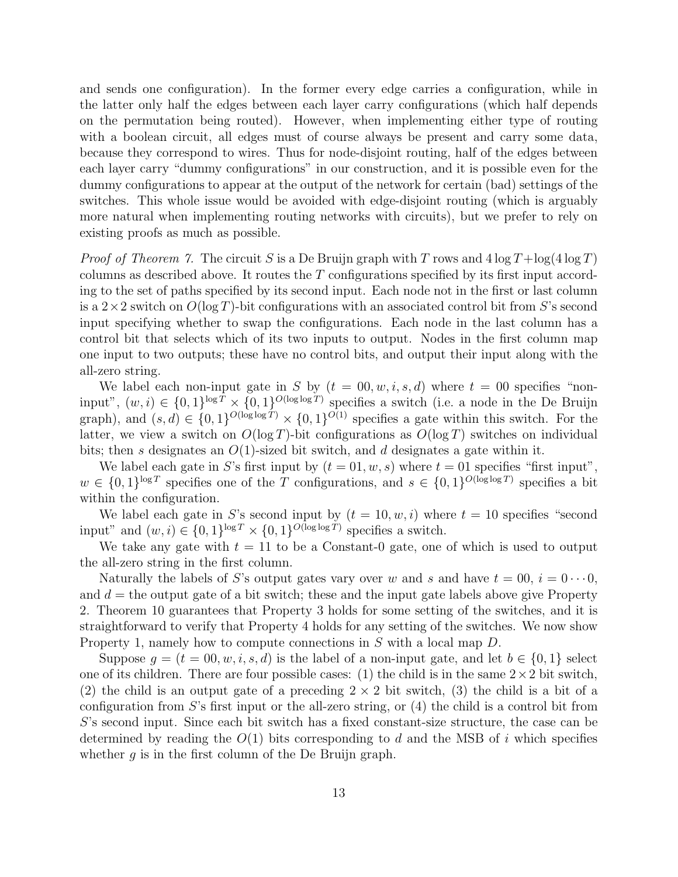and sends one configuration). In the former every edge carries a configuration, while in the latter only half the edges between each layer carry configurations (which half depends on the permutation being routed). However, when implementing either type of routing with a boolean circuit, all edges must of course always be present and carry some data, because they correspond to wires. Thus for node-disjoint routing, half of the edges between each layer carry "dummy configurations" in our construction, and it is possible even for the dummy configurations to appear at the output of the network for certain (bad) settings of the switches. This whole issue would be avoided with edge-disjoint routing (which is arguably more natural when implementing routing networks with circuits), but we prefer to rely on existing proofs as much as possible.

*Proof of Theorem 7.* The circuit $S$ is a De Bruijn graph with $T$ rows and $4\log T + \log(4\log T)$ columns as described above. It routes the $T$ configurations specified by its first input according to the set of paths specified by its second input. Each node not in the first or last column is a $2\times 2$ switch on $O(\log T)$-bit configurations with an associated control bit from $S$'s second input specifying whether to swap the configurations. Each node in the last column has a control bit that selects which of its two inputs to output. Nodes in the first column map one input to two outputs; these have no control bits, and output their input along with the all-zero string.

We label each non-input gate in $S$ by $(t = 00, w, i, s, d)$ where $t = 00$ specifies "non-input", $(w, i) \in \{0,1\}^{\log T} \times \{0,1\}^{O(\log\log T)}$ specifies a switch (i.e. a node in the De Bruijn graph), and $(s, d) \in \{0,1\}^{O(\log\log T)} \times \{0,1\}^{O(1)}$ specifies a gate within this switch. For the latter, we view a switch on $O(\log T)$-bit configurations as $O(\log T)$ switches on individual bits; then $s$ designates an $O(1)$-sized bit switch, and $d$ designates a gate within it.

We label each gate in $S$'s first input by $(t = 01, w, s)$ where $t = 01$ specifies "first input", $w \in \{0,1\}^{\log T}$ specifies one of the $T$ configurations, and $s \in \{0,1\}^{O(\log\log T)}$ specifies a bit within the configuration.

We label each gate in $S$'s second input by $(t = 10, w, i)$ where $t = 10$ specifies "second input" and $(w, i) \in \{0,1\}^{\log T} \times \{0,1\}^{O(\log\log T)}$ specifies a switch.

We take any gate with $t = 11$ to be a Constant-0 gate, one of which is used to output the all-zero string in the first column.

Naturally the labels of $S$'s output gates vary over $w$ and $s$ and have $t = 00$, $i = 0\cdots 0$, and $d =$ the output gate of a bit switch; these and the input gate labels above give Property 2. Theorem 10 guarantees that Property 3 holds for some setting of the switches, and it is straightforward to verify that Property 4 holds for any setting of the switches. We now show Property 1, namely how to compute connections in $S$ with a local map $D$.

Suppose $g = (t = 00, w, i, s, d)$ is the label of a non-input gate, and let $b \in \{0,1\}$ select one of its children. There are four possible cases: (1) the child is in the same $2\times 2$ bit switch, (2) the child is an output gate of a preceding $2 \times 2$ bit switch, (3) the child is a bit of a configuration from $S$'s first input or the all-zero string, or (4) the child is a control bit from $S$'s second input. Since each bit switch has a fixed constant-size structure, the case can be determined by reading the $O(1)$ bits corresponding to $d$ and the MSB of $i$ which specifies whether $g$ is in the first column of the De Bruijn graph.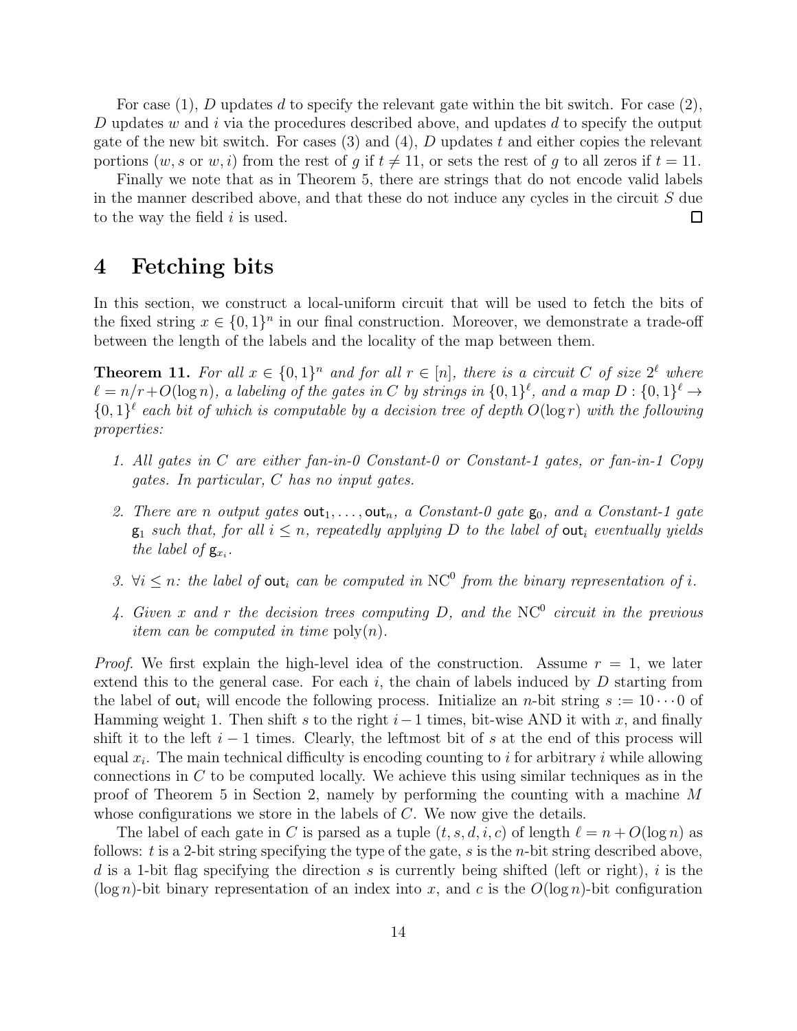For case (1), $D$ updates $d$ to specify the relevant gate within the bit switch. For case (2), $D$ updates $w$ and $i$ via the procedures described above, and updates $d$ to specify the output gate of the new bit switch. For cases (3) and (4), $D$ updates $t$ and either copies the relevant portions ($w, s$ or $w, i$) from the rest of $g$ if $t \neq 11$, or sets the rest of $g$ to all zeros if $t = 11$.

Finally we note that as in Theorem 5, there are strings that do not encode valid labels in the manner described above, and that these do not induce any cycles in the circuit $S$ due to the way the field $i$ is used. ∎

# 4 Fetching bits

In this section, we construct a local-uniform circuit that will be used to fetch the bits of the fixed string $x \in \{0,1\}^n$ in our final construction. Moreover, we demonstrate a trade-off between the length of the labels and the locality of the map between them.

**Theorem 11.** *For all $x \in \{0,1\}^n$ and for all $r \in [n]$, there is a circuit $C$ of size $2^\ell$ where $\ell = n/r + O(\log n)$, a labeling of the gates in $C$ by strings in $\{0,1\}^\ell$, and a map $D : \{0,1\}^\ell \to \{0,1\}^\ell$ each bit of which is computable by a decision tree of depth $O(\log r)$ with the following properties:*

1. *All gates in $C$ are either fan-in-0 Constant-0 or Constant-1 gates, or fan-in-1 Copy gates. In particular, $C$ has no input gates.*
2. *There are $n$ output gates $\mathsf{out}_1, \ldots, \mathsf{out}_n$, a Constant-0 gate $\mathsf{g}_0$, and a Constant-1 gate $\mathsf{g}_1$ such that, for all $i \leq n$, repeatedly applying $D$ to the label of $\mathsf{out}_i$ eventually yields the label of $\mathsf{g}_{x_i}$.*
3. *$\forall i \leq n$: the label of $\mathsf{out}_i$ can be computed in $\mathrm{NC}^0$ from the binary representation of $i$.*
4. *Given $x$ and $r$ the decision trees computing $D$, and the $\mathrm{NC}^0$ circuit in the previous item can be computed in time $\mathrm{poly}(n)$.*

*Proof.* We first explain the high-level idea of the construction. Assume $r = 1$, we later extend this to the general case. For each $i$, the chain of labels induced by $D$ starting from the label of $\mathsf{out}_i$ will encode the following process. Initialize an $n$-bit string $s := 10\cdots0$ of Hamming weight 1. Then shift $s$ to the right $i-1$ times, bit-wise AND it with $x$, and finally shift it to the left $i-1$ times. Clearly, the leftmost bit of $s$ at the end of this process will equal $x_i$. The main technical difficulty is encoding counting to $i$ for arbitrary $i$ while allowing connections in $C$ to be computed locally. We achieve this using similar techniques as in the proof of Theorem 5 in Section 2, namely by performing the counting with a machine $M$ whose configurations we store in the labels of $C$. We now give the details.

The label of each gate in $C$ is parsed as a tuple $(t, s, d, i, c)$ of length $\ell = n + O(\log n)$ as follows: $t$ is a 2-bit string specifying the type of the gate, $s$ is the $n$-bit string described above, $d$ is a 1-bit flag specifying the direction $s$ is currently being shifted (left or right), $i$ is the $(\log n)$-bit binary representation of an index into $x$, and $c$ is the $O(\log n)$-bit configuration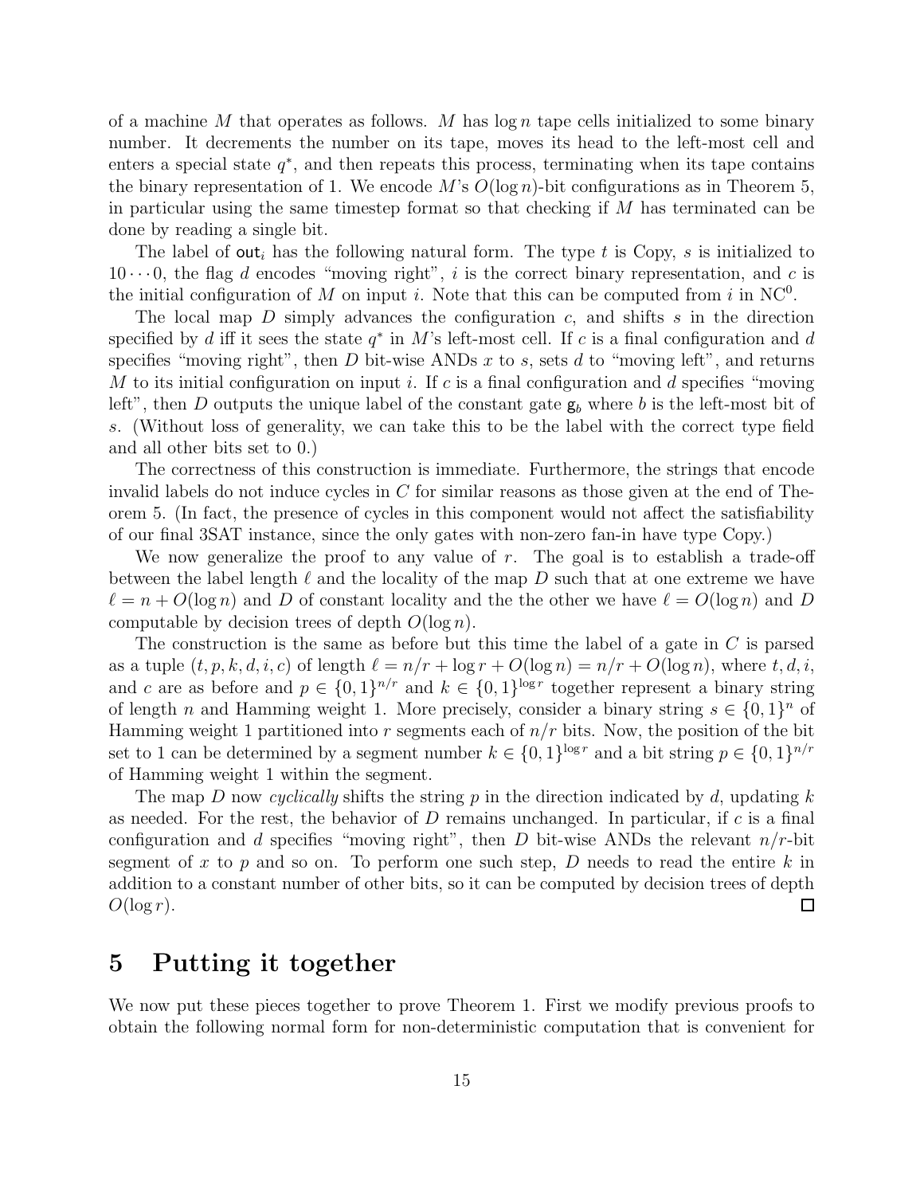of a machine $M$ that operates as follows. $M$ has $\log n$ tape cells initialized to some binary number. It decrements the number on its tape, moves its head to the left-most cell and enters a special state $q^*$, and then repeats this process, terminating when its tape contains the binary representation of 1. We encode $M$'s $O(\log n)$-bit configurations as in Theorem 5, in particular using the same timestep format so that checking if $M$ has terminated can be done by reading a single bit.

The label of $\mathsf{out}_i$ has the following natural form. The type $t$ is Copy, $s$ is initialized to $10\cdots0$, the flag $d$ encodes "moving right", $i$ is the correct binary representation, and $c$ is the initial configuration of $M$ on input $i$. Note that this can be computed from $i$ in $\mathrm{NC}^0$.

The local map $D$ simply advances the configuration $c$, and shifts $s$ in the direction specified by $d$ iff it sees the state $q^*$ in $M$'s left-most cell. If $c$ is a final configuration and $d$ specifies "moving right", then $D$ bit-wise ANDs $x$ to $s$, sets $d$ to "moving left", and returns $M$ to its initial configuration on input $i$. If $c$ is a final configuration and $d$ specifies "moving left", then $D$ outputs the unique label of the constant gate $\mathsf{g}_b$ where $b$ is the left-most bit of $s$. (Without loss of generality, we can take this to be the label with the correct type field and all other bits set to 0.)

The correctness of this construction is immediate. Furthermore, the strings that encode invalid labels do not induce cycles in $C$ for similar reasons as those given at the end of Theorem 5. (In fact, the presence of cycles in this component would not affect the satisfiability of our final 3SAT instance, since the only gates with non-zero fan-in have type Copy.)

We now generalize the proof to any value of $r$. The goal is to establish a trade-off between the label length $\ell$ and the locality of the map $D$ such that at one extreme we have $\ell = n + O(\log n)$ and $D$ of constant locality and the the other we have $\ell = O(\log n)$ and $D$ computable by decision trees of depth $O(\log n)$.

The construction is the same as before but this time the label of a gate in $C$ is parsed as a tuple $(t, p, k, d, i, c)$ of length $\ell = n/r + \log r + O(\log n) = n/r + O(\log n)$, where $t, d, i$, and $c$ are as before and $p \in \{0,1\}^{n/r}$ and $k \in \{0,1\}^{\log r}$ together represent a binary string of length $n$ and Hamming weight 1. More precisely, consider a binary string $s \in \{0,1\}^n$ of Hamming weight 1 partitioned into $r$ segments each of $n/r$ bits. Now, the position of the bit set to 1 can be determined by a segment number $k \in \{0,1\}^{\log r}$ and a bit string $p \in \{0,1\}^{n/r}$ of Hamming weight 1 within the segment.

The map $D$ now *cyclically* shifts the string $p$ in the direction indicated by $d$, updating $k$ as needed. For the rest, the behavior of $D$ remains unchanged. In particular, if $c$ is a final configuration and $d$ specifies "moving right", then $D$ bit-wise ANDs the relevant $n/r$-bit segment of $x$ to $p$ and so on. To perform one such step, $D$ needs to read the entire $k$ in addition to a constant number of other bits, so it can be computed by decision trees of depth $O(\log r)$. ◻

# 5 Putting it together

We now put these pieces together to prove Theorem 1. First we modify previous proofs to obtain the following normal form for non-deterministic computation that is convenient for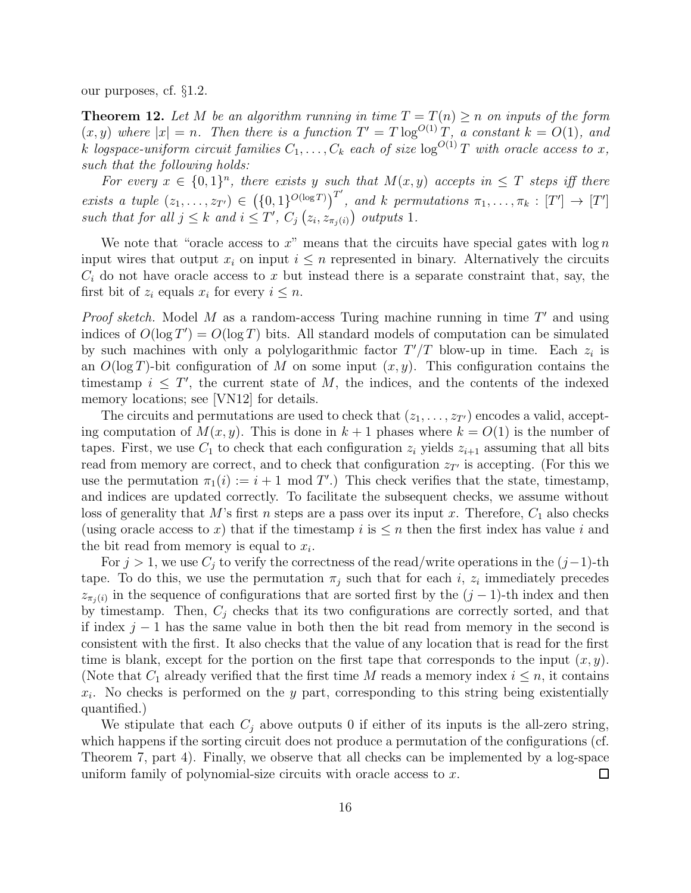our purposes, cf. §1.2.

**Theorem 12.** *Let $M$ be an algorithm running in time $T = T(n) \geq n$ on inputs of the form $(x, y)$ where $|x| = n$. Then there is a function $T' = T \log^{O(1)} T$, a constant $k = O(1)$, and $k$ logspace-uniform circuit families $C_1, \ldots, C_k$ each of size $\log^{O(1)} T$ with oracle access to $x$, such that the following holds:*

*For every $x \in \{0,1\}^n$, there exists $y$ such that $M(x, y)$ accepts in $\leq T$ steps iff there exists a tuple $(z_1, \ldots, z_{T'}) \in \left(\{0,1\}^{O(\log T)}\right)^{T'}$, and $k$ permutations $\pi_1, \ldots, \pi_k : [T'] \to [T']$ such that for all $j \leq k$ and $i \leq T'$, $C_j\left(z_i, z_{\pi_j(i)}\right)$ outputs 1.*

We note that "oracle access to $x$" means that the circuits have special gates with $\log n$ input wires that output $x_i$ on input $i \leq n$ represented in binary. Alternatively the circuits $C_i$ do not have oracle access to $x$ but instead there is a separate constraint that, say, the first bit of $z_i$ equals $x_i$ for every $i \leq n$.

*Proof sketch.* Model $M$ as a random-access Turing machine running in time $T'$ and using indices of $O(\log T') = O(\log T)$ bits. All standard models of computation can be simulated by such machines with only a polylogarithmic factor $T'/T$ blow-up in time. Each $z_i$ is an $O(\log T)$-bit configuration of $M$ on some input $(x, y)$. This configuration contains the timestamp $i \leq T'$, the current state of $M$, the indices, and the contents of the indexed memory locations; see [VN12] for details.

The circuits and permutations are used to check that $(z_1, \ldots, z_{T'})$ encodes a valid, accepting computation of $M(x, y)$. This is done in $k+1$ phases where $k = O(1)$ is the number of tapes. First, we use $C_1$ to check that each configuration $z_i$ yields $z_{i+1}$ assuming that all bits read from memory are correct, and to check that configuration $z_{T'}$ is accepting. (For this we use the permutation $\pi_1(i) := i + 1 \mod T'$.) This check verifies that the state, timestamp, and indices are updated correctly. To facilitate the subsequent checks, we assume without loss of generality that $M$'s first $n$ steps are a pass over its input $x$. Therefore, $C_1$ also checks (using oracle access to $x$) that if the timestamp $i$ is $\leq n$ then the first index has value $i$ and the bit read from memory is equal to $x_i$.

For $j > 1$, we use $C_j$ to verify the correctness of the read/write operations in the $(j-1)$-th tape. To do this, we use the permutation $\pi_j$ such that for each $i$, $z_i$ immediately precedes $z_{\pi_j(i)}$ in the sequence of configurations that are sorted first by the $(j-1)$-th index and then by timestamp. Then, $C_j$ checks that its two configurations are correctly sorted, and that if index $j-1$ has the same value in both then the bit read from memory in the second is consistent with the first. It also checks that the value of any location that is read for the first time is blank, except for the portion on the first tape that corresponds to the input $(x, y)$. (Note that $C_1$ already verified that the first time $M$ reads a memory index $i \leq n$, it contains $x_i$. No checks is performed on the $y$ part, corresponding to this string being existentially quantified.)

We stipulate that each $C_j$ above outputs 0 if either of its inputs is the all-zero string, which happens if the sorting circuit does not produce a permutation of the configurations (cf. Theorem 7, part 4). Finally, we observe that all checks can be implemented by a log-space uniform family of polynomial-size circuits with oracle access to $x$. ☐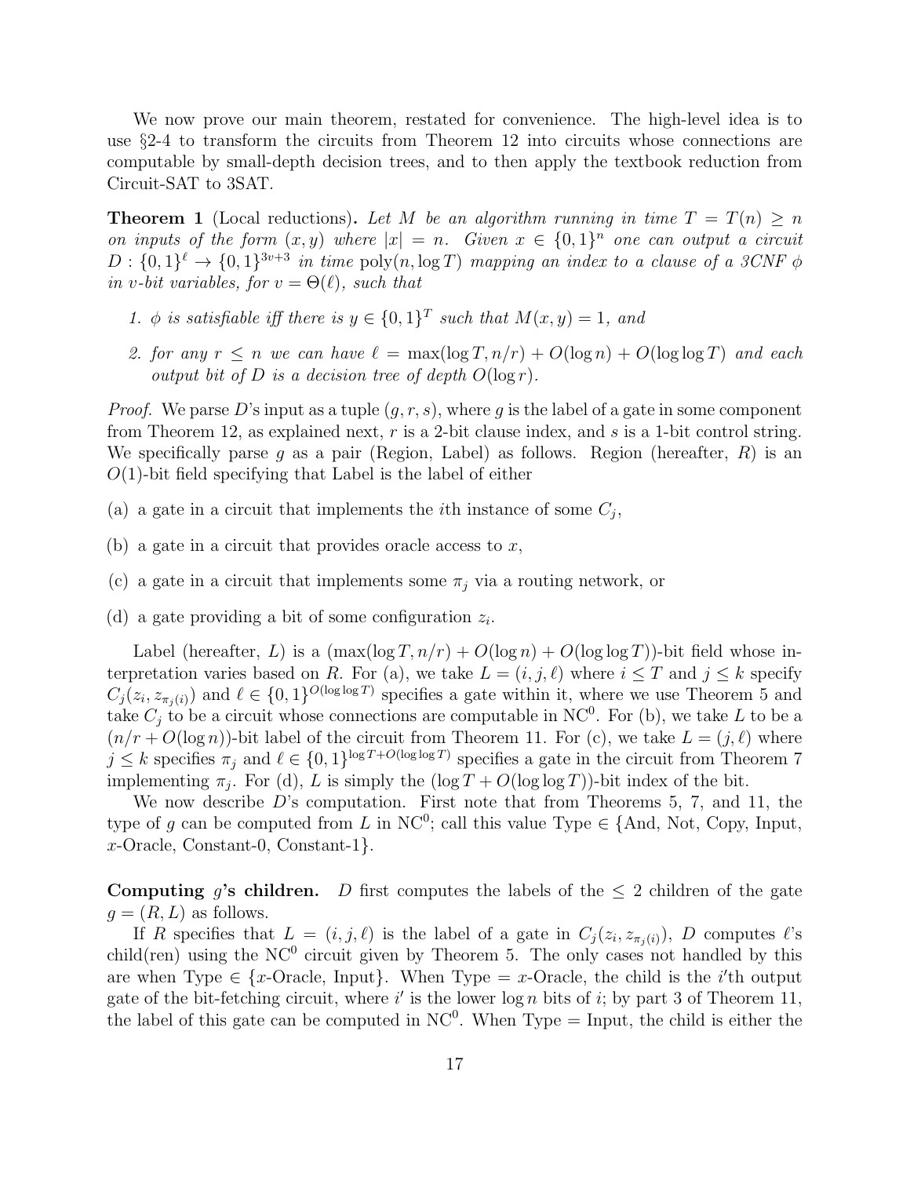We now prove our main theorem, restated for convenience. The high-level idea is to use §2-4 to transform the circuits from Theorem 12 into circuits whose connections are computable by small-depth decision trees, and to then apply the textbook reduction from Circuit-SAT to 3SAT.

**Theorem 1** (Local reductions)**.** *Let $M$ be an algorithm running in time $T = T(n) \geq n$ on inputs of the form $(x, y)$ where $|x| = n$. Given $x \in \{0,1\}^n$ one can output a circuit $D : \{0,1\}^\ell \to \{0,1\}^{3v+3}$ in time $\text{poly}(n, \log T)$ mapping an index to a clause of a 3CNF $\phi$ in $v$-bit variables, for $v = \Theta(\ell)$, such that*

1. *$\phi$ is satisfiable iff there is $y \in \{0,1\}^T$ such that $M(x, y) = 1$, and*
2. *for any $r \leq n$ we can have $\ell = \max(\log T, n/r) + O(\log n) + O(\log \log T)$ and each output bit of $D$ is a decision tree of depth $O(\log r)$.*

*Proof.* We parse $D$'s input as a tuple $(g, r, s)$, where $g$ is the label of a gate in some component from Theorem 12, as explained next, $r$ is a 2-bit clause index, and $s$ is a 1-bit control string. We specifically parse $g$ as a pair (Region, Label) as follows. Region (hereafter, $R$) is an $O(1)$-bit field specifying that Label is the label of either

(a) a gate in a circuit that implements the $i$th instance of some $C_j$,

(b) a gate in a circuit that provides oracle access to $x$,

(c) a gate in a circuit that implements some $\pi_j$ via a routing network, or

(d) a gate providing a bit of some configuration $z_i$.

Label (hereafter, $L$) is a $(\max(\log T, n/r) + O(\log n) + O(\log \log T))$-bit field whose interpretation varies based on $R$. For (a), we take $L = (i, j, \ell)$ where $i \leq T$ and $j \leq k$ specify $C_j(z_i, z_{\pi_j(i)})$ and $\ell \in \{0,1\}^{O(\log \log T)}$ specifies a gate within it, where we use Theorem 5 and take $C_j$ to be a circuit whose connections are computable in $\text{NC}^0$. For (b), we take $L$ to be a $(n/r + O(\log n))$-bit label of the circuit from Theorem 11. For (c), we take $L = (j, \ell)$ where $j \leq k$ specifies $\pi_j$ and $\ell \in \{0,1\}^{\log T + O(\log \log T)}$ specifies a gate in the circuit from Theorem 7 implementing $\pi_j$. For (d), $L$ is simply the $(\log T + O(\log \log T))$-bit index of the bit.

We now describe $D$'s computation. First note that from Theorems 5, 7, and 11, the type of $g$ can be computed from $L$ in $\text{NC}^0$; call this value Type $\in$ {And, Not, Copy, Input, $x$-Oracle, Constant-0, Constant-1}.

**Computing $g$'s children.** *$D$ first computes the labels of the $\leq 2$ children of the gate $g = (R, L)$ as follows.*

If $R$ specifies that $L = (i, j, \ell)$ is the label of a gate in $C_j(z_i, z_{\pi_j(i)})$, $D$ computes $\ell$'s child(ren) using the $\text{NC}^0$ circuit given by Theorem 5. The only cases not handled by this are when Type $\in$ {$x$-Oracle, Input}. When Type = $x$-Oracle, the child is the $i'$th output gate of the bit-fetching circuit, where $i'$ is the lower $\log n$ bits of $i$; by part 3 of Theorem 11, the label of this gate can be computed in $\text{NC}^0$. When Type = Input, the child is either the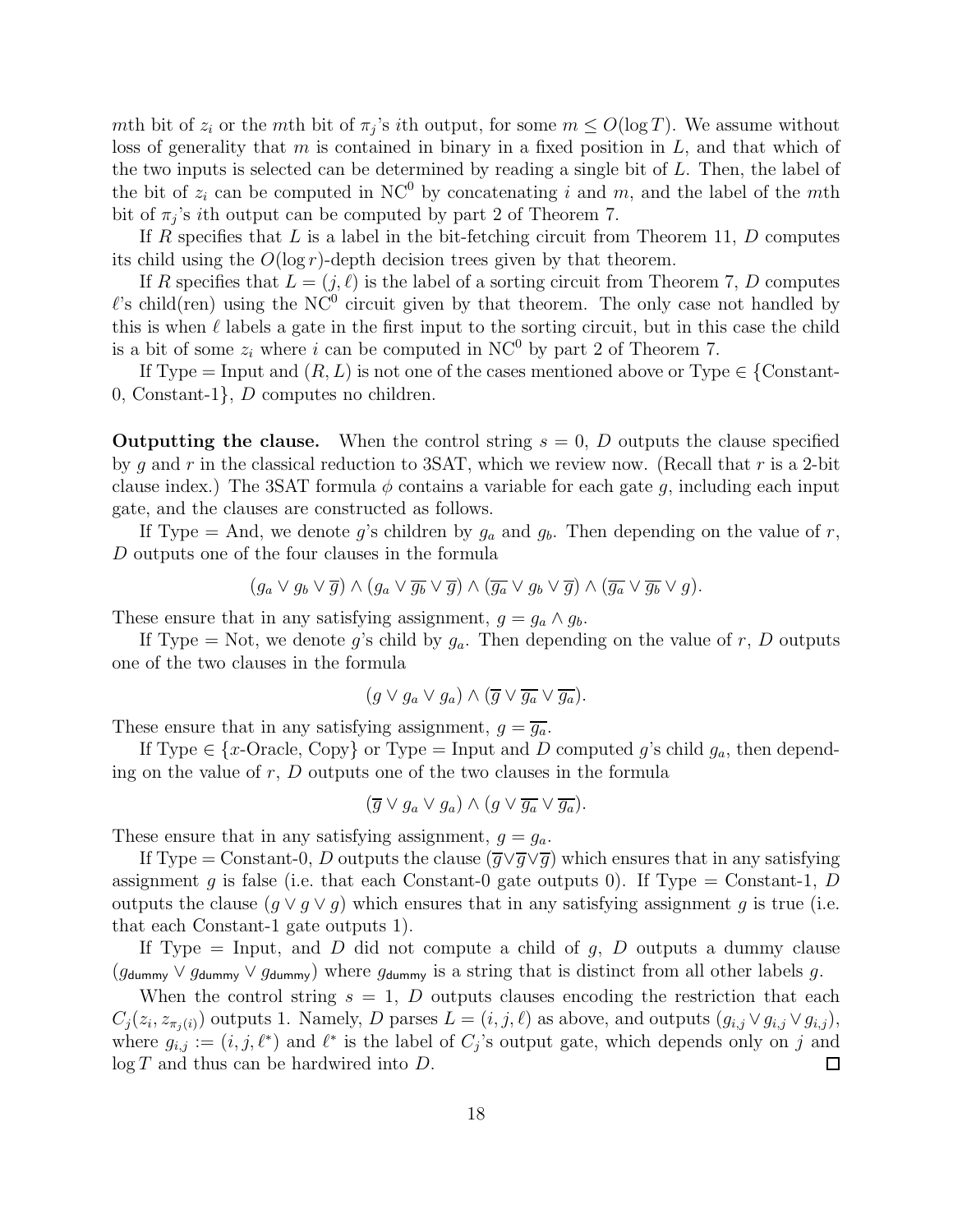$m$th bit of $z_i$ or the $m$th bit of $\pi_j$'s $i$th output, for some $m \leq O(\log T)$. We assume without loss of generality that $m$ is contained in binary in a fixed position in $L$, and that which of the two inputs is selected can be determined by reading a single bit of $L$. Then, the label of the bit of $z_i$ can be computed in $\mathrm{NC}^0$ by concatenating $i$ and $m$, and the label of the $m$th bit of $\pi_j$'s $i$th output can be computed by part 2 of Theorem 7.

If $R$ specifies that $L$ is a label in the bit-fetching circuit from Theorem 11, $D$ computes its child using the $O(\log r)$-depth decision trees given by that theorem.

If $R$ specifies that $L = (j, \ell)$ is the label of a sorting circuit from Theorem 7, $D$ computes $\ell$'s child(ren) using the $\mathrm{NC}^0$ circuit given by that theorem. The only case not handled by this is when $\ell$ labels a gate in the first input to the sorting circuit, but in this case the child is a bit of some $z_i$ where $i$ can be computed in $\mathrm{NC}^0$ by part 2 of Theorem 7.

If Type = Input and $(R, L)$ is not one of the cases mentioned above or Type $\in$ {Constant-0, Constant-1}, $D$ computes no children.

**Outputting the clause.** When the control string $s = 0$, $D$ outputs the clause specified by $g$ and $r$ in the classical reduction to 3SAT, which we review now. (Recall that $r$ is a 2-bit clause index.) The 3SAT formula $\phi$ contains a variable for each gate $g$, including each input gate, and the clauses are constructed as follows.

If Type = And, we denote $g$'s children by $g_a$ and $g_b$. Then depending on the value of $r$, $D$ outputs one of the four clauses in the formula

$$(g_a \vee g_b \vee \overline{g}) \wedge (g_a \vee \overline{g_b} \vee \overline{g}) \wedge (\overline{g_a} \vee g_b \vee \overline{g}) \wedge (\overline{g_a} \vee \overline{g_b} \vee g).$$

These ensure that in any satisfying assignment, $g = g_a \wedge g_b$.

If Type = Not, we denote $g$'s child by $g_a$. Then depending on the value of $r$, $D$ outputs one of the two clauses in the formula

$$(g \vee g_a \vee g_a) \wedge (\overline{g} \vee \overline{g_a} \vee \overline{g_a}).$$

These ensure that in any satisfying assignment, $g = \overline{g_a}$.

If Type $\in$ {$x$-Oracle, Copy} or Type = Input and $D$ computed $g$'s child $g_a$, then depending on the value of $r$, $D$ outputs one of the two clauses in the formula

$$(\overline{g} \vee g_a \vee g_a) \wedge (g \vee \overline{g_a} \vee \overline{g_a}).$$

These ensure that in any satisfying assignment, $g = g_a$.

If Type = Constant-0, $D$ outputs the clause $(\overline{g} \vee \overline{g} \vee \overline{g})$ which ensures that in any satisfying assignment $g$ is false (i.e. that each Constant-0 gate outputs 0). If Type = Constant-1, $D$ outputs the clause $(g \vee g \vee g)$ which ensures that in any satisfying assignment $g$ is true (i.e. that each Constant-1 gate outputs 1).

If Type = Input, and $D$ did not compute a child of $g$, $D$ outputs a dummy clause $(g_{\mathsf{dummy}} \vee g_{\mathsf{dummy}} \vee g_{\mathsf{dummy}})$ where $g_{\mathsf{dummy}}$ is a string that is distinct from all other labels $g$.

When the control string $s = 1$, $D$ outputs clauses encoding the restriction that each $C_j(z_i, z_{\pi_j(i)})$ outputs 1. Namely, $D$ parses $L = (i, j, \ell)$ as above, and outputs $(g_{i,j} \vee g_{i,j} \vee g_{i,j})$, where $g_{i,j} := (i, j, \ell^*)$ and $\ell^*$ is the label of $C_j$'s output gate, which depends only on $j$ and $\log T$ and thus can be hardwired into $D$. ◻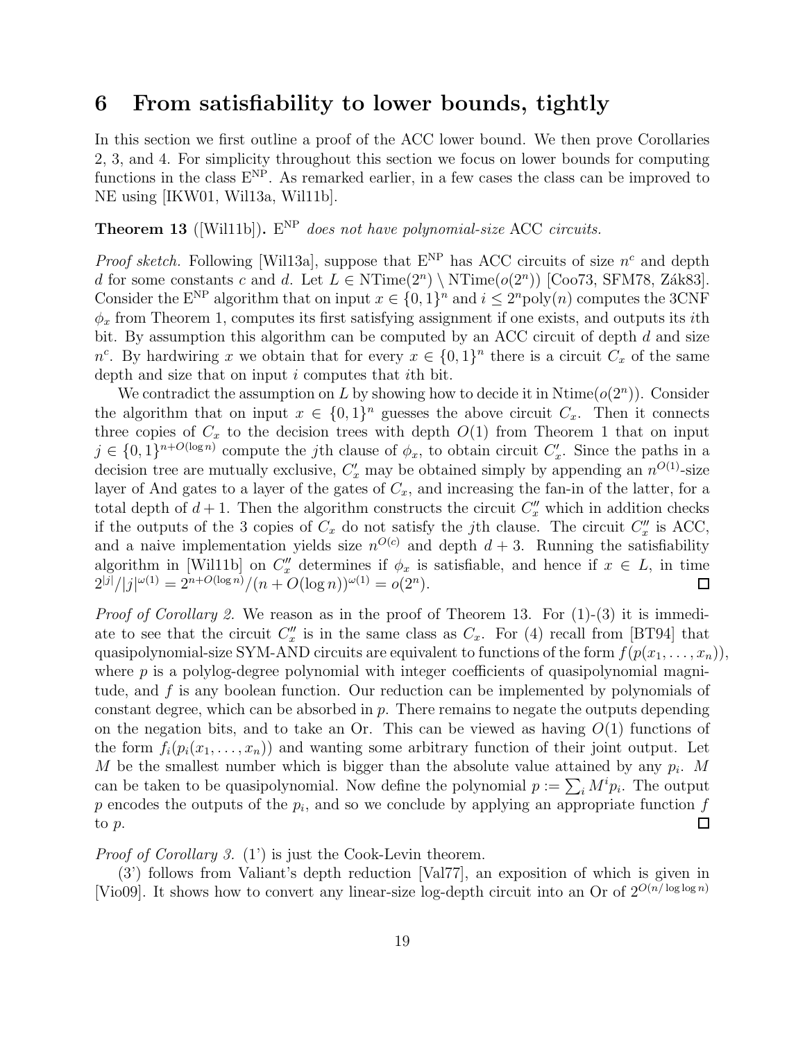# 6 From satisfiability to lower bounds, tightly

In this section we first outline a proof of the ACC lower bound. We then prove Corollaries 2, 3, and 4. For simplicity throughout this section we focus on lower bounds for computing functions in the class $\text{E}^{\text{NP}}$. As remarked earlier, in a few cases the class can be improved to NE using [IKW01, Wil13a, Wil11b].

**Theorem 13** ([Wil11b]). *$\text{E}^{\text{NP}}$ does not have polynomial-size* ACC *circuits.*

*Proof sketch.* Following [Wil13a], suppose that $\text{E}^{\text{NP}}$ has ACC circuits of size $n^c$ and depth $d$ for some constants $c$ and $d$. Let $L \in \text{NTime}(2^n) \setminus \text{NTime}(o(2^n))$ [Coo73, SFM78, Žák83]. Consider the $\text{E}^{\text{NP}}$ algorithm that on input $x \in \{0,1\}^n$ and $i \leq 2^n\text{poly}(n)$ computes the 3CNF $\phi_x$ from Theorem 1, computes its first satisfying assignment if one exists, and outputs its $i$th bit. By assumption this algorithm can be computed by an ACC circuit of depth $d$ and size $n^c$. By hardwiring $x$ we obtain that for every $x \in \{0,1\}^n$ there is a circuit $C_x$ of the same depth and size that on input $i$ computes that $i$th bit.

We contradict the assumption on $L$ by showing how to decide it in $\text{Ntime}(o(2^n))$. Consider the algorithm that on input $x \in \{0,1\}^n$ guesses the above circuit $C_x$. Then it connects three copies of $C_x$ to the decision trees with depth $O(1)$ from Theorem 1 that on input $j \in \{0,1\}^{n+O(\log n)}$ compute the $j$th clause of $\phi_x$, to obtain circuit $C'_x$. Since the paths in a decision tree are mutually exclusive, $C'_x$ may be obtained simply by appending an $n^{O(1)}$-size layer of And gates to a layer of the gates of $C_x$, and increasing the fan-in of the latter, for a total depth of $d+1$. Then the algorithm constructs the circuit $C''_x$ which in addition checks if the outputs of the 3 copies of $C_x$ do not satisfy the $j$th clause. The circuit $C''_x$ is ACC, and a naive implementation yields size $n^{O(c)}$ and depth $d+3$. Running the satisfiability algorithm in [Wil11b] on $C''_x$ determines if $\phi_x$ is satisfiable, and hence if $x \in L$, in time $2^{|j|}/|j|^{\omega(1)} = 2^{n+O(\log n)}/(n+O(\log n))^{\omega(1)} = o(2^n)$. ◻

*Proof of Corollary 2.* We reason as in the proof of Theorem 13. For (1)-(3) it is immediate to see that the circuit $C''_x$ is in the same class as $C_x$. For (4) recall from [BT94] that quasipolynomial-size SYM-AND circuits are equivalent to functions of the form $f(p(x_1,\ldots,x_n))$, where $p$ is a polylog-degree polynomial with integer coefficients of quasipolynomial magnitude, and $f$ is any boolean function. Our reduction can be implemented by polynomials of constant degree, which can be absorbed in $p$. There remains to negate the outputs depending on the negation bits, and to take an Or. This can be viewed as having $O(1)$ functions of the form $f_i(p_i(x_1,\ldots,x_n))$ and wanting some arbitrary function of their joint output. Let $M$ be the smallest number which is bigger than the absolute value attained by any $p_i$. $M$ can be taken to be quasipolynomial. Now define the polynomial $p := \sum_i M^i p_i$. The output $p$ encodes the outputs of the $p_i$, and so we conclude by applying an appropriate function $f$ to $p$. ◻

*Proof of Corollary 3.* (1') is just the Cook-Levin theorem.

(3') follows from Valiant's depth reduction [Val77], an exposition of which is given in [Vio09]. It shows how to convert any linear-size log-depth circuit into an Or of $2^{O(n/\log\log n)}$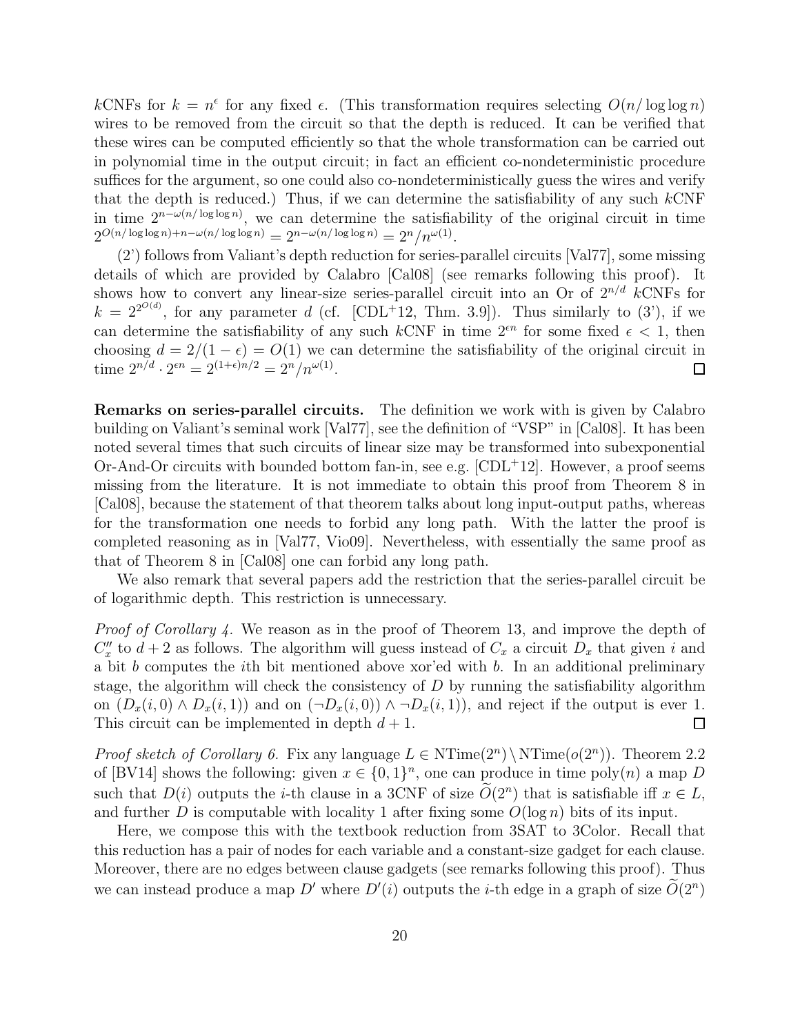$k$CNFs for $k = n^\epsilon$ for any fixed $\epsilon$. (This transformation requires selecting $O(n/\log\log n)$ wires to be removed from the circuit so that the depth is reduced. It can be verified that these wires can be computed efficiently so that the whole transformation can be carried out in polynomial time in the output circuit; in fact an efficient co-nondeterministic procedure suffices for the argument, so one could also co-nondeterministically guess the wires and verify that the depth is reduced.) Thus, if we can determine the satisfiability of any such $k$CNF in time $2^{n-\omega(n/\log\log n)}$, we can determine the satisfiability of the original circuit in time $2^{O(n/\log\log n)+n-\omega(n/\log\log n)} = 2^{n-\omega(n/\log\log n)} = 2^n/n^{\omega(1)}$.

(2') follows from Valiant's depth reduction for series-parallel circuits [Val77], some missing details of which are provided by Calabro [Cal08] (see remarks following this proof). It shows how to convert any linear-size series-parallel circuit into an Or of $2^{n/d}$ $k$CNFs for $k = 2^{2^{O(d)}}$, for any parameter $d$ (cf. [CDL+12, Thm. 3.9]). Thus similarly to (3'), if we can determine the satisfiability of any such $k$CNF in time $2^{\epsilon n}$ for some fixed $\epsilon < 1$, then choosing $d = 2/(1-\epsilon) = O(1)$ we can determine the satisfiability of the original circuit in time $2^{n/d} \cdot 2^{\epsilon n} = 2^{(1+\epsilon)n/2} = 2^n/n^{\omega(1)}$. □

**Remarks on series-parallel circuits.** The definition we work with is given by Calabro building on Valiant's seminal work [Val77], see the definition of "VSP" in [Cal08]. It has been noted several times that such circuits of linear size may be transformed into subexponential Or-And-Or circuits with bounded bottom fan-in, see e.g. [CDL+12]. However, a proof seems missing from the literature. It is not immediate to obtain this proof from Theorem 8 in [Cal08], because the statement of that theorem talks about long input-output paths, whereas for the transformation one needs to forbid any long path. With the latter the proof is completed reasoning as in [Val77, Vio09]. Nevertheless, with essentially the same proof as that of Theorem 8 in [Cal08] one can forbid any long path.

We also remark that several papers add the restriction that the series-parallel circuit be of logarithmic depth. This restriction is unnecessary.

*Proof of Corollary 4.* We reason as in the proof of Theorem 13, and improve the depth of $C''_x$ to $d+2$ as follows. The algorithm will guess instead of $C_x$ a circuit $D_x$ that given $i$ and a bit $b$ computes the $i$th bit mentioned above xor'ed with $b$. In an additional preliminary stage, the algorithm will check the consistency of $D$ by running the satisfiability algorithm on $(D_x(i,0) \wedge D_x(i,1))$ and on $(\neg D_x(i,0)) \wedge \neg D_x(i,1))$, and reject if the output is ever 1. This circuit can be implemented in depth $d+1$. □

*Proof sketch of Corollary 6.* Fix any language $L \in \text{NTime}(2^n) \setminus \text{NTime}(o(2^n))$. Theorem 2.2 of [BV14] shows the following: given $x \in \{0,1\}^n$, one can produce in time $\text{poly}(n)$ a map $D$ such that $D(i)$ outputs the $i$-th clause in a 3CNF of size $\widetilde{O}(2^n)$ that is satisfiable iff $x \in L$, and further $D$ is computable with locality 1 after fixing some $O(\log n)$ bits of its input.

Here, we compose this with the textbook reduction from 3SAT to 3Color. Recall that this reduction has a pair of nodes for each variable and a constant-size gadget for each clause. Moreover, there are no edges between clause gadgets (see remarks following this proof). Thus we can instead produce a map $D'$ where $D'(i)$ outputs the $i$-th edge in a graph of size $\widetilde{O}(2^n)$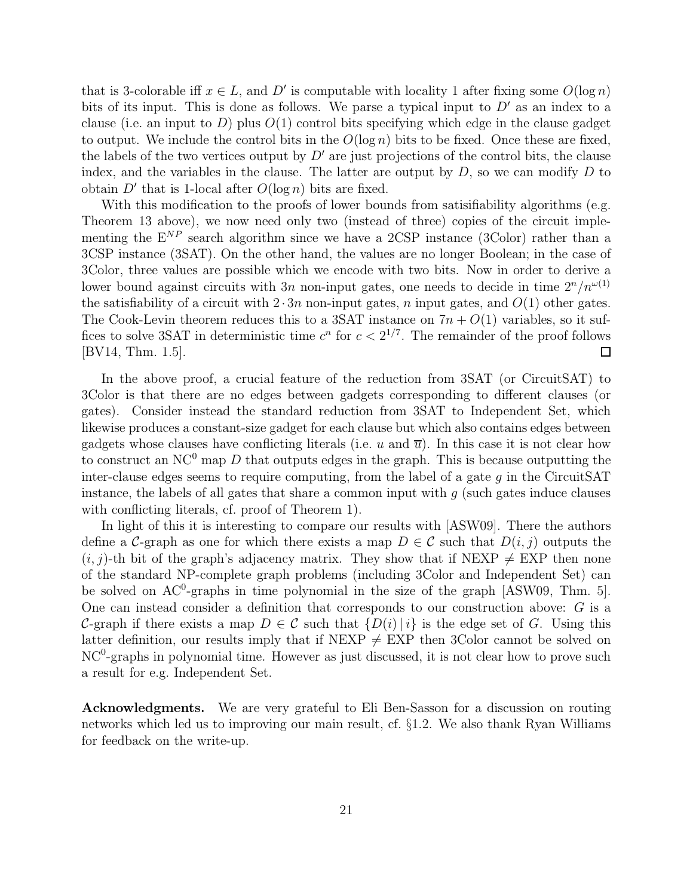that is 3-colorable iff $x \in L$, and $D'$ is computable with locality 1 after fixing some $O(\log n)$ bits of its input. This is done as follows. We parse a typical input to $D'$ as an index to a clause (i.e. an input to $D$) plus $O(1)$ control bits specifying which edge in the clause gadget to output. We include the control bits in the $O(\log n)$ bits to be fixed. Once these are fixed, the labels of the two vertices output by $D'$ are just projections of the control bits, the clause index, and the variables in the clause. The latter are output by $D$, so we can modify $D$ to obtain $D'$ that is 1-local after $O(\log n)$ bits are fixed.

With this modification to the proofs of lower bounds from satisifiability algorithms (e.g. Theorem 13 above), we now need only two (instead of three) copies of the circuit implementing the $\mathrm{E}^{NP}$ search algorithm since we have a 2CSP instance (3Color) rather than a 3CSP instance (3SAT). On the other hand, the values are no longer Boolean; in the case of 3Color, three values are possible which we encode with two bits. Now in order to derive a lower bound against circuits with $3n$ non-input gates, one needs to decide in time $2^n/n^{\omega(1)}$ the satisfiability of a circuit with $2 \cdot 3n$ non-input gates, $n$ input gates, and $O(1)$ other gates. The Cook-Levin theorem reduces this to a 3SAT instance on $7n + O(1)$ variables, so it suffices to solve 3SAT in deterministic time $c^n$ for $c < 2^{1/7}$. The remainder of the proof follows [BV14, Thm. 1.5]. ◻

In the above proof, a crucial feature of the reduction from 3SAT (or CircuitSAT) to 3Color is that there are no edges between gadgets corresponding to different clauses (or gates). Consider instead the standard reduction from 3SAT to Independent Set, which likewise produces a constant-size gadget for each clause but which also contains edges between gadgets whose clauses have conflicting literals (i.e. $u$ and $\overline{u}$). In this case it is not clear how to construct an $\mathrm{NC}^0$ map $D$ that outputs edges in the graph. This is because outputting the inter-clause edges seems to require computing, from the label of a gate $g$ in the CircuitSAT instance, the labels of all gates that share a common input with $g$ (such gates induce clauses with conflicting literals, cf. proof of Theorem 1).

In light of this it is interesting to compare our results with [ASW09]. There the authors define a $\mathcal{C}$-graph as one for which there exists a map $D \in \mathcal{C}$ such that $D(i, j)$ outputs the $(i, j)$-th bit of the graph's adjacency matrix. They show that if NEXP $\neq$ EXP then none of the standard NP-complete graph problems (including 3Color and Independent Set) can be solved on $\mathrm{AC}^0$-graphs in time polynomial in the size of the graph [ASW09, Thm. 5]. One can instead consider a definition that corresponds to our construction above: $G$ is a $\mathcal{C}$-graph if there exists a map $D \in \mathcal{C}$ such that $\{D(i) \mid i\}$ is the edge set of $G$. Using this latter definition, our results imply that if NEXP $\neq$ EXP then 3Color cannot be solved on $\mathrm{NC}^0$-graphs in polynomial time. However as just discussed, it is not clear how to prove such a result for e.g. Independent Set.

**Acknowledgments.** We are very grateful to Eli Ben-Sasson for a discussion on routing networks which led us to improving our main result, cf. §1.2. We also thank Ryan Williams for feedback on the write-up.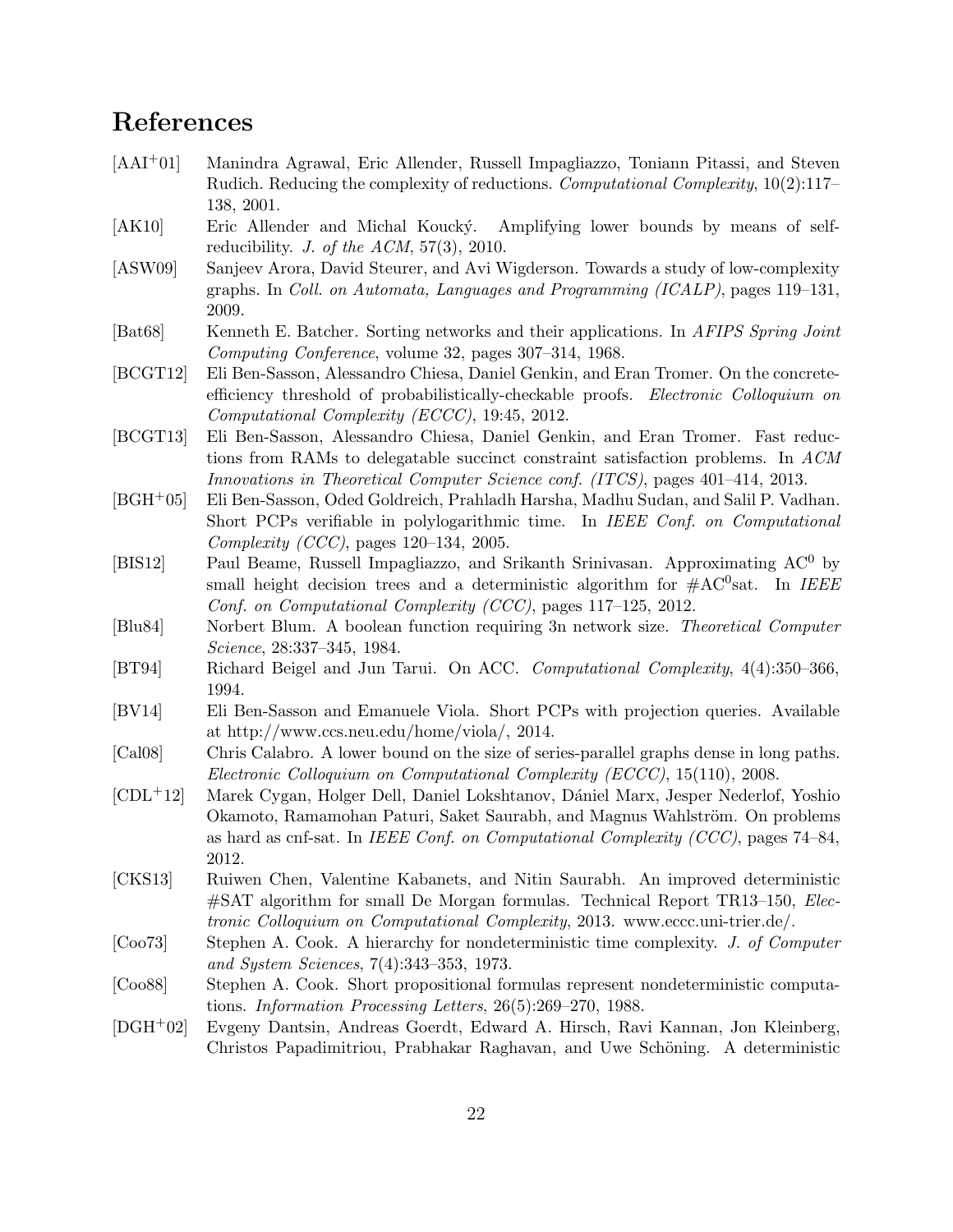# References

[AAI+01] Manindra Agrawal, Eric Allender, Russell Impagliazzo, Toniann Pitassi, and Steven Rudich. Reducing the complexity of reductions. *Computational Complexity*, 10(2):117–138, 2001.

[AK10] Eric Allender and Michal Koucký. Amplifying lower bounds by means of self-reducibility. *J. of the ACM*, 57(3), 2010.

[ASW09] Sanjeev Arora, David Steurer, and Avi Wigderson. Towards a study of low-complexity graphs. In *Coll. on Automata, Languages and Programming (ICALP)*, pages 119–131, 2009.

[Bat68] Kenneth E. Batcher. Sorting networks and their applications. In *AFIPS Spring Joint Computing Conference*, volume 32, pages 307–314, 1968.

[BCGT12] Eli Ben-Sasson, Alessandro Chiesa, Daniel Genkin, and Eran Tromer. On the concrete-efficiency threshold of probabilistically-checkable proofs. *Electronic Colloquium on Computational Complexity (ECCC)*, 19:45, 2012.

[BCGT13] Eli Ben-Sasson, Alessandro Chiesa, Daniel Genkin, and Eran Tromer. Fast reductions from RAMs to delegatable succinct constraint satisfaction problems. In *ACM Innovations in Theoretical Computer Science conf. (ITCS)*, pages 401–414, 2013.

[BGH+05] Eli Ben-Sasson, Oded Goldreich, Prahladh Harsha, Madhu Sudan, and Salil P. Vadhan. Short PCPs verifiable in polylogarithmic time. In *IEEE Conf. on Computational Complexity (CCC)*, pages 120–134, 2005.

[BIS12] Paul Beame, Russell Impagliazzo, and Srikanth Srinivasan. Approximating $AC^0$ by small height decision trees and a deterministic algorithm for $\#AC^0$sat. In *IEEE Conf. on Computational Complexity (CCC)*, pages 117–125, 2012.

[Blu84] Norbert Blum. A boolean function requiring 3n network size. *Theoretical Computer Science*, 28:337–345, 1984.

[BT94] Richard Beigel and Jun Tarui. On ACC. *Computational Complexity*, 4(4):350–366, 1994.

[BV14] Eli Ben-Sasson and Emanuele Viola. Short PCPs with projection queries. Available at http://www.ccs.neu.edu/home/viola/, 2014.

[Cal08] Chris Calabro. A lower bound on the size of series-parallel graphs dense in long paths. *Electronic Colloquium on Computational Complexity (ECCC)*, 15(110), 2008.

[CDL+12] Marek Cygan, Holger Dell, Daniel Lokshtanov, Dániel Marx, Jesper Nederlof, Yoshio Okamoto, Ramamohan Paturi, Saket Saurabh, and Magnus Wahlström. On problems as hard as cnf-sat. In *IEEE Conf. on Computational Complexity (CCC)*, pages 74–84, 2012.

[CKS13] Ruiwen Chen, Valentine Kabanets, and Nitin Saurabh. An improved deterministic #SAT algorithm for small De Morgan formulas. Technical Report TR13–150, *Electronic Colloquium on Computational Complexity*, 2013. www.eccc.uni-trier.de/.

[Coo73] Stephen A. Cook. A hierarchy for nondeterministic time complexity. *J. of Computer and System Sciences*, 7(4):343–353, 1973.

[Coo88] Stephen A. Cook. Short propositional formulas represent nondeterministic computations. *Information Processing Letters*, 26(5):269–270, 1988.

[DGH+02] Evgeny Dantsin, Andreas Goerdt, Edward A. Hirsch, Ravi Kannan, Jon Kleinberg, Christos Papadimitriou, Prabhakar Raghavan, and Uwe Schöning. A deterministic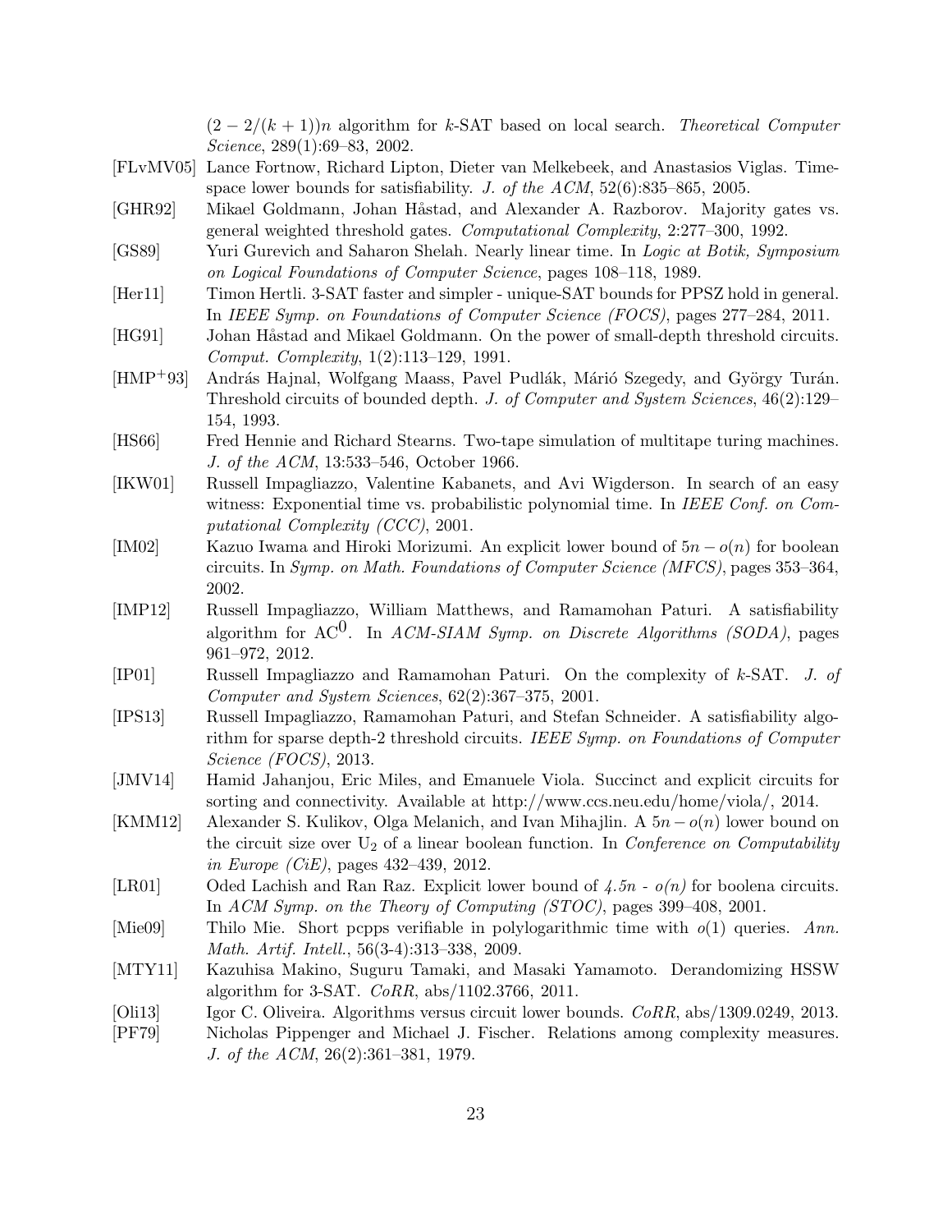$(2 - 2/(k+1))n$ algorithm for $k$-SAT based on local search. *Theoretical Computer Science*, 289(1):69–83, 2002.

[FLvMV05] Lance Fortnow, Richard Lipton, Dieter van Melkebeek, and Anastasios Viglas. Time-space lower bounds for satisfiability. *J. of the ACM*, 52(6):835–865, 2005.

[GHR92] Mikael Goldmann, Johan Håstad, and Alexander A. Razborov. Majority gates vs. general weighted threshold gates. *Computational Complexity*, 2:277–300, 1992.

[GS89] Yuri Gurevich and Saharon Shelah. Nearly linear time. In *Logic at Botik, Symposium on Logical Foundations of Computer Science*, pages 108–118, 1989.

[Her11] Timon Hertli. 3-SAT faster and simpler - unique-SAT bounds for PPSZ hold in general. In *IEEE Symp. on Foundations of Computer Science (FOCS)*, pages 277–284, 2011.

[HG91] Johan Håstad and Mikael Goldmann. On the power of small-depth threshold circuits. *Comput. Complexity*, 1(2):113–129, 1991.

[HMP+93] András Hajnal, Wolfgang Maass, Pavel Pudlák, Márió Szegedy, and György Turán. Threshold circuits of bounded depth. *J. of Computer and System Sciences*, 46(2):129–154, 1993.

[HS66] Fred Hennie and Richard Stearns. Two-tape simulation of multitape turing machines. *J. of the ACM*, 13:533–546, October 1966.

[IKW01] Russell Impagliazzo, Valentine Kabanets, and Avi Wigderson. In search of an easy witness: Exponential time vs. probabilistic polynomial time. In *IEEE Conf. on Computational Complexity (CCC)*, 2001.

[IM02] Kazuo Iwama and Hiroki Morizumi. An explicit lower bound of $5n - o(n)$ for boolean circuits. In *Symp. on Math. Foundations of Computer Science (MFCS)*, pages 353–364, 2002.

[IMP12] Russell Impagliazzo, William Matthews, and Ramamohan Paturi. A satisfiability algorithm for $\mathrm{AC}^0$. In *ACM-SIAM Symp. on Discrete Algorithms (SODA)*, pages 961–972, 2012.

[IP01] Russell Impagliazzo and Ramamohan Paturi. On the complexity of $k$-SAT. *J. of Computer and System Sciences*, 62(2):367–375, 2001.

[IPS13] Russell Impagliazzo, Ramamohan Paturi, and Stefan Schneider. A satisfiability algorithm for sparse depth-2 threshold circuits. *IEEE Symp. on Foundations of Computer Science (FOCS)*, 2013.

[JMV14] Hamid Jahanjou, Eric Miles, and Emanuele Viola. Succinct and explicit circuits for sorting and connectivity. Available at http://www.ccs.neu.edu/home/viola/, 2014.

[KMM12] Alexander S. Kulikov, Olga Melanich, and Ivan Mihajlin. A $5n - o(n)$ lower bound on the circuit size over $\mathrm{U}_2$ of a linear boolean function. In *Conference on Computability in Europe (CiE)*, pages 432–439, 2012.

[LR01] Oded Lachish and Ran Raz. Explicit lower bound of *4.5n - o(n)* for boolena circuits. In *ACM Symp. on the Theory of Computing (STOC)*, pages 399–408, 2001.

[Mie09] Thilo Mie. Short pcpps verifiable in polylogarithmic time with $o(1)$ queries. *Ann. Math. Artif. Intell.*, 56(3-4):313–338, 2009.

[MTY11] Kazuhisa Makino, Suguru Tamaki, and Masaki Yamamoto. Derandomizing HSSW algorithm for 3-SAT. *CoRR*, abs/1102.3766, 2011.

[Oli13] Igor C. Oliveira. Algorithms versus circuit lower bounds. *CoRR*, abs/1309.0249, 2013.

[PF79] Nicholas Pippenger and Michael J. Fischer. Relations among complexity measures. *J. of the ACM*, 26(2):361–381, 1979.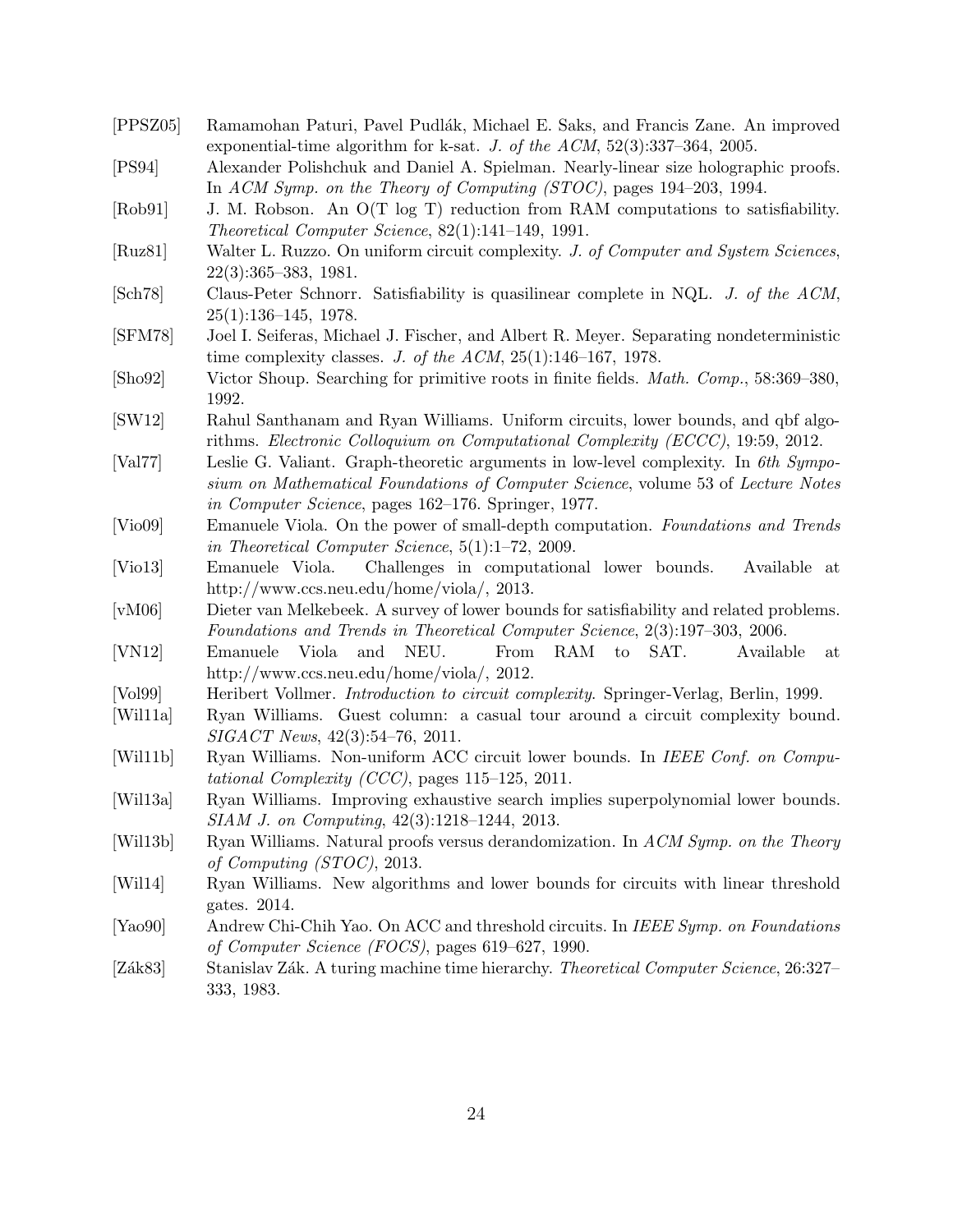[PPSZ05] Ramamohan Paturi, Pavel Pudlák, Michael E. Saks, and Francis Zane. An improved exponential-time algorithm for k-sat. *J. of the ACM*, 52(3):337–364, 2005.

[PS94] Alexander Polishchuk and Daniel A. Spielman. Nearly-linear size holographic proofs. In *ACM Symp. on the Theory of Computing (STOC)*, pages 194–203, 1994.

[Rob91] J. M. Robson. An O(T log T) reduction from RAM computations to satisfiability. *Theoretical Computer Science*, 82(1):141–149, 1991.

[Ruz81] Walter L. Ruzzo. On uniform circuit complexity. *J. of Computer and System Sciences*, 22(3):365–383, 1981.

[Sch78] Claus-Peter Schnorr. Satisfiability is quasilinear complete in NQL. *J. of the ACM*, 25(1):136–145, 1978.

[SFM78] Joel I. Seiferas, Michael J. Fischer, and Albert R. Meyer. Separating nondeterministic time complexity classes. *J. of the ACM*, 25(1):146–167, 1978.

[Sho92] Victor Shoup. Searching for primitive roots in finite fields. *Math. Comp.*, 58:369–380, 1992.

[SW12] Rahul Santhanam and Ryan Williams. Uniform circuits, lower bounds, and qbf algorithms. *Electronic Colloquium on Computational Complexity (ECCC)*, 19:59, 2012.

[Val77] Leslie G. Valiant. Graph-theoretic arguments in low-level complexity. In *6th Symposium on Mathematical Foundations of Computer Science*, volume 53 of *Lecture Notes in Computer Science*, pages 162–176. Springer, 1977.

[Vio09] Emanuele Viola. On the power of small-depth computation. *Foundations and Trends in Theoretical Computer Science*, 5(1):1–72, 2009.

[Vio13] Emanuele Viola. Challenges in computational lower bounds. Available at http://www.ccs.neu.edu/home/viola/, 2013.

[vM06] Dieter van Melkebeek. A survey of lower bounds for satisfiability and related problems. *Foundations and Trends in Theoretical Computer Science*, 2(3):197–303, 2006.

[VN12] Emanuele Viola and NEU. From RAM to SAT. Available at http://www.ccs.neu.edu/home/viola/, 2012.

[Vol99] Heribert Vollmer. *Introduction to circuit complexity.* Springer-Verlag, Berlin, 1999.

[Wil11a] Ryan Williams. Guest column: a casual tour around a circuit complexity bound. *SIGACT News*, 42(3):54–76, 2011.

[Wil11b] Ryan Williams. Non-uniform ACC circuit lower bounds. In *IEEE Conf. on Computational Complexity (CCC)*, pages 115–125, 2011.

[Wil13a] Ryan Williams. Improving exhaustive search implies superpolynomial lower bounds. *SIAM J. on Computing*, 42(3):1218–1244, 2013.

[Wil13b] Ryan Williams. Natural proofs versus derandomization. In *ACM Symp. on the Theory of Computing (STOC)*, 2013.

[Wil14] Ryan Williams. New algorithms and lower bounds for circuits with linear threshold gates. 2014.

[Yao90] Andrew Chi-Chih Yao. On ACC and threshold circuits. In *IEEE Symp. on Foundations of Computer Science (FOCS)*, pages 619–627, 1990.

[Zák83] Stanislav Zák. A turing machine time hierarchy. *Theoretical Computer Science*, 26:327–333, 1983.